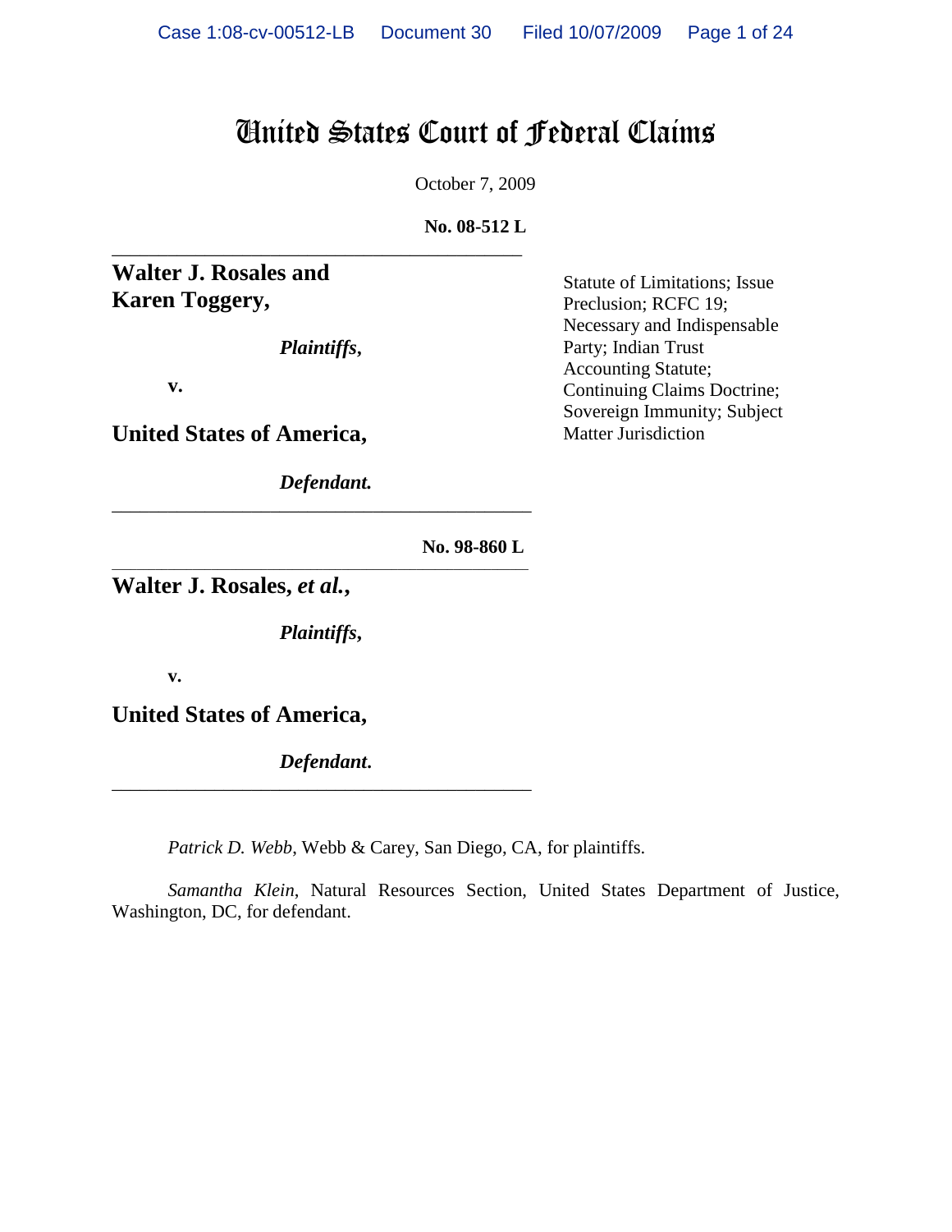# United States Court of Federal Claims

October 7, 2009

**No. 08-512 L**

---

**Walter J. Rosales and Karen Toggery,**

*Plaintiffs,*

**v.**

**United States of America,**

*Defendant.*

Statute of Limitations; Issue Preclusion; RCFC 19; Necessary and Indispensable Party; Indian Trust Accounting Statute; Continuing Claims Doctrine; Sovereign Immunity; Subject Matter Jurisdiction

---

**No. 98-860 L**

---

**Walter J. Rosales, *et al.*,**

*Plaintiffs,*

**v.**

**United States of America,**

*Defendant.*

---

*Patrick D. Webb*, Webb & Carey, San Diego, CA, for plaintiffs.

*Samantha Klein*, Natural Resources Section, United States Department of Justice, Washington, DC, for defendant.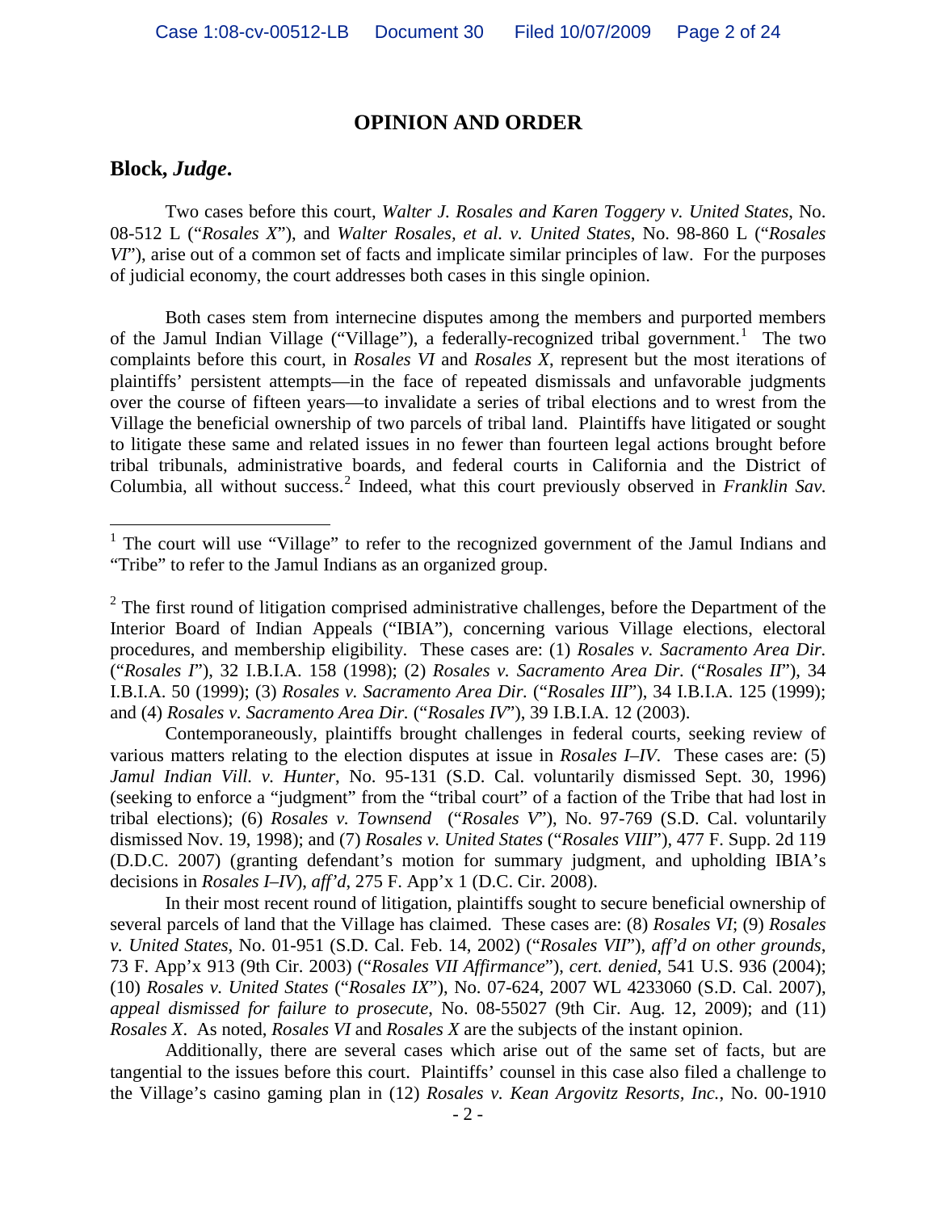## OPINION AND ORDER

**Block, *Judge*.**

Two cases before this court, *Walter J. Rosales and Karen Toggery v. United States*, No. 08-512 L ("*Rosales X*"), and *Walter Rosales, et al. v. United States*, No. 98-860 L ("*Rosales VI*"), arise out of a common set of facts and implicate similar principles of law. For the purposes of judicial economy, the court addresses both cases in this single opinion.

Both cases stem from internecine disputes among the members and purported members of the Jamul Indian Village ("Village"), a federally-recognized tribal government.[1] The two complaints before this court, in *Rosales VI* and *Rosales X*, represent but the most iterations of plaintiffs' persistent attempts—in the face of repeated dismissals and unfavorable judgments over the course of fifteen years—to invalidate a series of tribal elections and to wrest from the Village the beneficial ownership of two parcels of tribal land. Plaintiffs have litigated or sought to litigate these same and related issues in no fewer than fourteen legal actions brought before tribal tribunals, administrative boards, and federal courts in California and the District of Columbia, all without success.[2] Indeed, what this court previously observed in *Franklin Sav.*

[1] The court will use "Village" to refer to the recognized government of the Jamul Indians and "Tribe" to refer to the Jamul Indians as an organized group.

[2] The first round of litigation comprised administrative challenges, before the Department of the Interior Board of Indian Appeals ("IBIA"), concerning various Village elections, electoral procedures, and membership eligibility. These cases are: (1) *Rosales v. Sacramento Area Dir.* ("*Rosales I*"), 32 I.B.I.A. 158 (1998); (2) *Rosales v. Sacramento Area Dir.* ("*Rosales II*"), 34 I.B.I.A. 50 (1999); (3) *Rosales v. Sacramento Area Dir.* ("*Rosales III*"), 34 I.B.I.A. 125 (1999); and (4) *Rosales v. Sacramento Area Dir.* ("*Rosales IV*"), 39 I.B.I.A. 12 (2003).

Contemporaneously, plaintiffs brought challenges in federal courts, seeking review of various matters relating to the election disputes at issue in *Rosales I–IV*. These cases are: (5) *Jamul Indian Vill. v. Hunter*, No. 95-131 (S.D. Cal. voluntarily dismissed Sept. 30, 1996) (seeking to enforce a "judgment" from the "tribal court" of a faction of the Tribe that had lost in tribal elections); (6) *Rosales v. Townsend* ("*Rosales V*"), No. 97-769 (S.D. Cal. voluntarily dismissed Nov. 19, 1998); and (7) *Rosales v. United States* ("*Rosales VIII*"), 477 F. Supp. 2d 119 (D.D.C. 2007) (granting defendant's motion for summary judgment, and upholding IBIA's decisions in *Rosales I–IV*), *aff'd*, 275 F. App'x 1 (D.C. Cir. 2008).

In their most recent round of litigation, plaintiffs sought to secure beneficial ownership of several parcels of land that the Village has claimed. These cases are: (8) *Rosales VI*; (9) *Rosales v. United States*, No. 01-951 (S.D. Cal. Feb. 14, 2002) ("*Rosales VII*"), *aff'd on other grounds*, 73 F. App'x 913 (9th Cir. 2003) ("*Rosales VII Affirmance*"), *cert. denied*, 541 U.S. 936 (2004); (10) *Rosales v. United States* ("*Rosales IX*"), No. 07-624, 2007 WL 4233060 (S.D. Cal. 2007), *appeal dismissed for failure to prosecute*, No. 08-55027 (9th Cir. Aug. 12, 2009); and (11) *Rosales X*. As noted, *Rosales VI* and *Rosales X* are the subjects of the instant opinion.

Additionally, there are several cases which arise out of the same set of facts, but are tangential to the issues before this court. Plaintiffs' counsel in this case also filed a challenge to the Village's casino gaming plan in (12) *Rosales v. Kean Argovitz Resorts, Inc.*, No. 00-1910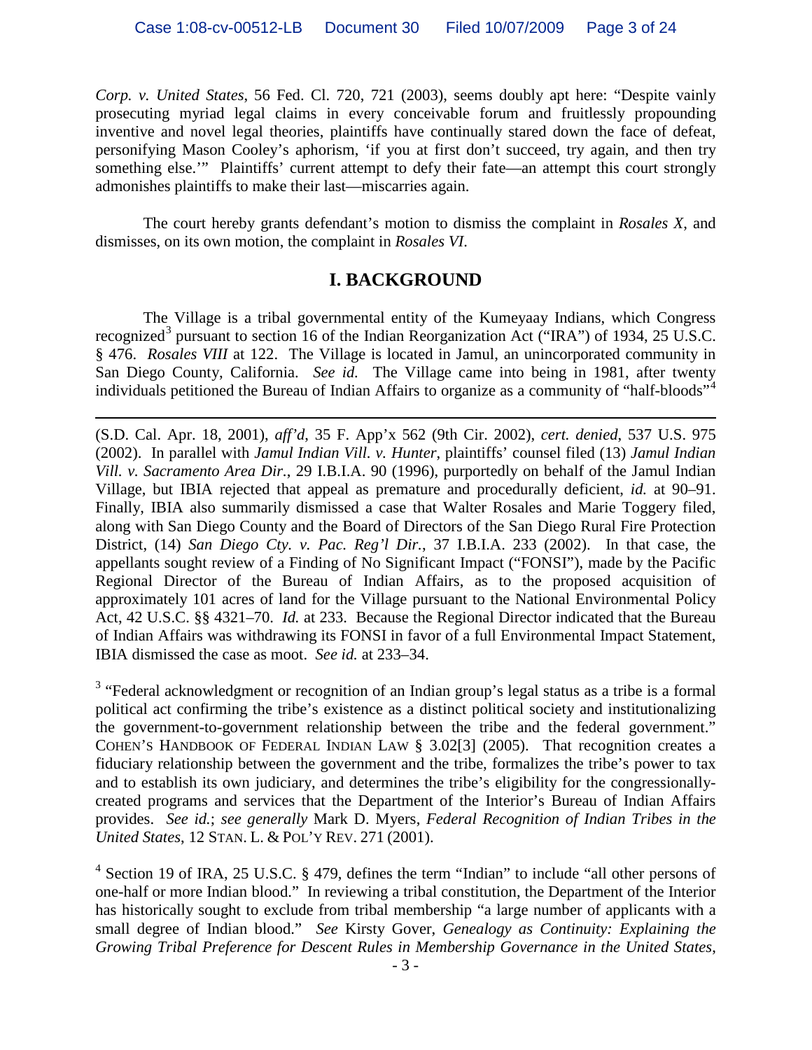*Corp. v. United States*, 56 Fed. Cl. 720, 721 (2003), seems doubly apt here: "Despite vainly prosecuting myriad legal claims in every conceivable forum and fruitlessly propounding inventive and novel legal theories, plaintiffs have continually stared down the face of defeat, personifying Mason Cooley's aphorism, 'if you at first don't succeed, try again, and then try something else.'" Plaintiffs' current attempt to defy their fate—an attempt this court strongly admonishes plaintiffs to make their last—miscarries again.

The court hereby grants defendant's motion to dismiss the complaint in *Rosales X*, and dismisses, on its own motion, the complaint in *Rosales VI*.

## I. BACKGROUND

The Village is a tribal governmental entity of the Kumeyaay Indians, which Congress recognized[3] pursuant to section 16 of the Indian Reorganization Act ("IRA") of 1934, 25 U.S.C. § 476. *Rosales VIII* at 122. The Village is located in Jamul, an unincorporated community in San Diego County, California. *See id.* The Village came into being in 1981, after twenty individuals petitioned the Bureau of Indian Affairs to organize as a community of "half-bloods"[4]

---

(S.D. Cal. Apr. 18, 2001), *aff'd*, 35 F. App'x 562 (9th Cir. 2002), *cert. denied*, 537 U.S. 975 (2002). In parallel with *Jamul Indian Vill. v. Hunter*, plaintiffs' counsel filed (13) *Jamul Indian Vill. v. Sacramento Area Dir.*, 29 I.B.I.A. 90 (1996), purportedly on behalf of the Jamul Indian Village, but IBIA rejected that appeal as premature and procedurally deficient, *id.* at 90–91. Finally, IBIA also summarily dismissed a case that Walter Rosales and Marie Toggery filed, along with San Diego County and the Board of Directors of the San Diego Rural Fire Protection District, (14) *San Diego Cty. v. Pac. Reg'l Dir.*, 37 I.B.I.A. 233 (2002). In that case, the appellants sought review of a Finding of No Significant Impact ("FONSI"), made by the Pacific Regional Director of the Bureau of Indian Affairs, as to the proposed acquisition of approximately 101 acres of land for the Village pursuant to the National Environmental Policy Act, 42 U.S.C. §§ 4321–70. *Id.* at 233. Because the Regional Director indicated that the Bureau of Indian Affairs was withdrawing its FONSI in favor of a full Environmental Impact Statement, IBIA dismissed the case as moot. *See id.* at 233–34.

[3] "Federal acknowledgment or recognition of an Indian group's legal status as a tribe is a formal political act confirming the tribe's existence as a distinct political society and institutionalizing the government-to-government relationship between the tribe and the federal government." COHEN'S HANDBOOK OF FEDERAL INDIAN LAW § 3.02[3] (2005). That recognition creates a fiduciary relationship between the government and the tribe, formalizes the tribe's power to tax and to establish its own judiciary, and determines the tribe's eligibility for the congressionally-created programs and services that the Department of the Interior's Bureau of Indian Affairs provides. *See id.*; *see generally* Mark D. Myers, *Federal Recognition of Indian Tribes in the United States*, 12 STAN. L. & POL'Y REV. 271 (2001).

[4] Section 19 of IRA, 25 U.S.C. § 479, defines the term "Indian" to include "all other persons of one-half or more Indian blood." In reviewing a tribal constitution, the Department of the Interior has historically sought to exclude from tribal membership "a large number of applicants with a small degree of Indian blood." *See* Kirsty Gover, *Genealogy as Continuity: Explaining the Growing Tribal Preference for Descent Rules in Membership Governance in the United States*,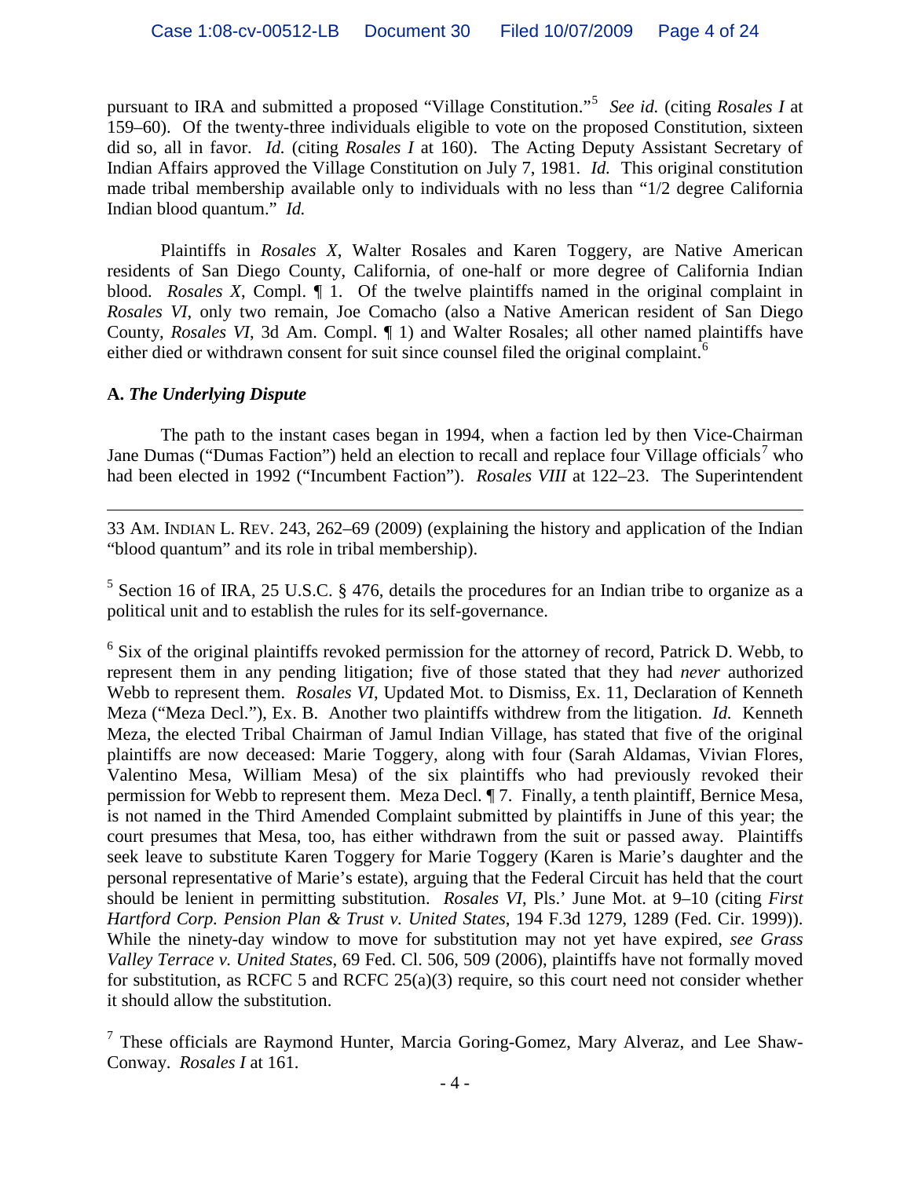pursuant to IRA and submitted a proposed "Village Constitution."[5] *See id.* (citing *Rosales I* at 159–60). Of the twenty-three individuals eligible to vote on the proposed Constitution, sixteen did so, all in favor. *Id.* (citing *Rosales I* at 160). The Acting Deputy Assistant Secretary of Indian Affairs approved the Village Constitution on July 7, 1981. *Id.* This original constitution made tribal membership available only to individuals with no less than "1/2 degree California Indian blood quantum." *Id.*

Plaintiffs in *Rosales X*, Walter Rosales and Karen Toggery, are Native American residents of San Diego County, California, of one-half or more degree of California Indian blood. *Rosales X*, Compl. ¶ 1. Of the twelve plaintiffs named in the original complaint in *Rosales VI*, only two remain, Joe Comacho (also a Native American resident of San Diego County, *Rosales VI*, 3d Am. Compl. ¶ 1) and Walter Rosales; all other named plaintiffs have either died or withdrawn consent for suit since counsel filed the original complaint.[6]

**A. *The Underlying Dispute***

The path to the instant cases began in 1994, when a faction led by then Vice-Chairman Jane Dumas ("Dumas Faction") held an election to recall and replace four Village officials[7] who had been elected in 1992 ("Incumbent Faction"). *Rosales VIII* at 122–23. The Superintendent

---

33 AM. INDIAN L. REV. 243, 262–69 (2009) (explaining the history and application of the Indian "blood quantum" and its role in tribal membership).

[5] Section 16 of IRA, 25 U.S.C. § 476, details the procedures for an Indian tribe to organize as a political unit and to establish the rules for its self-governance.

[6] Six of the original plaintiffs revoked permission for the attorney of record, Patrick D. Webb, to represent them in any pending litigation; five of those stated that they had *never* authorized Webb to represent them. *Rosales VI*, Updated Mot. to Dismiss, Ex. 11, Declaration of Kenneth Meza ("Meza Decl."), Ex. B. Another two plaintiffs withdrew from the litigation. *Id.* Kenneth Meza, the elected Tribal Chairman of Jamul Indian Village, has stated that five of the original plaintiffs are now deceased: Marie Toggery, along with four (Sarah Aldamas, Vivian Flores, Valentino Mesa, William Mesa) of the six plaintiffs who had previously revoked their permission for Webb to represent them. Meza Decl. ¶ 7. Finally, a tenth plaintiff, Bernice Mesa, is not named in the Third Amended Complaint submitted by plaintiffs in June of this year; the court presumes that Mesa, too, has either withdrawn from the suit or passed away. Plaintiffs seek leave to substitute Karen Toggery for Marie Toggery (Karen is Marie's daughter and the personal representative of Marie's estate), arguing that the Federal Circuit has held that the court should be lenient in permitting substitution. *Rosales VI*, Pls.' June Mot. at 9–10 (citing *First Hartford Corp. Pension Plan & Trust v. United States*, 194 F.3d 1279, 1289 (Fed. Cir. 1999)). While the ninety-day window to move for substitution may not yet have expired, *see Grass Valley Terrace v. United States*, 69 Fed. Cl. 506, 509 (2006), plaintiffs have not formally moved for substitution, as RCFC 5 and RCFC 25(a)(3) require, so this court need not consider whether it should allow the substitution.

[7] These officials are Raymond Hunter, Marcia Goring-Gomez, Mary Alveraz, and Lee Shaw-Conway. *Rosales I* at 161.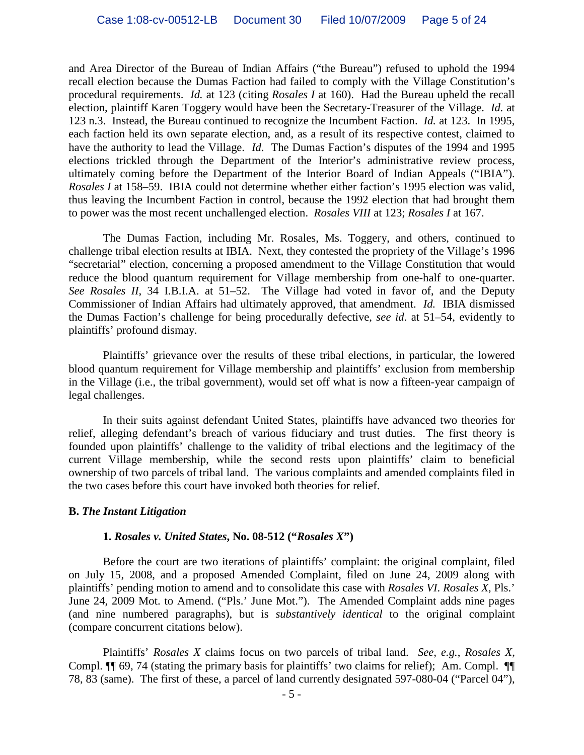and Area Director of the Bureau of Indian Affairs ("the Bureau") refused to uphold the 1994 recall election because the Dumas Faction had failed to comply with the Village Constitution's procedural requirements. *Id.* at 123 (citing *Rosales I* at 160). Had the Bureau upheld the recall election, plaintiff Karen Toggery would have been the Secretary-Treasurer of the Village. *Id.* at 123 n.3. Instead, the Bureau continued to recognize the Incumbent Faction. *Id.* at 123. In 1995, each faction held its own separate election, and, as a result of its respective contest, claimed to have the authority to lead the Village. *Id.* The Dumas Faction's disputes of the 1994 and 1995 elections trickled through the Department of the Interior's administrative review process, ultimately coming before the Department of the Interior Board of Indian Appeals ("IBIA"). *Rosales I* at 158–59. IBIA could not determine whether either faction's 1995 election was valid, thus leaving the Incumbent Faction in control, because the 1992 election that had brought them to power was the most recent unchallenged election. *Rosales VIII* at 123; *Rosales I* at 167.

The Dumas Faction, including Mr. Rosales, Ms. Toggery, and others, continued to challenge tribal election results at IBIA. Next, they contested the propriety of the Village's 1996 "secretarial" election, concerning a proposed amendment to the Village Constitution that would reduce the blood quantum requirement for Village membership from one-half to one-quarter. *See Rosales II*, 34 I.B.I.A. at 51–52. The Village had voted in favor of, and the Deputy Commissioner of Indian Affairs had ultimately approved, that amendment. *Id.* IBIA dismissed the Dumas Faction's challenge for being procedurally defective, *see id.* at 51–54, evidently to plaintiffs' profound dismay.

Plaintiffs' grievance over the results of these tribal elections, in particular, the lowered blood quantum requirement for Village membership and plaintiffs' exclusion from membership in the Village (i.e., the tribal government), would set off what is now a fifteen-year campaign of legal challenges.

In their suits against defendant United States, plaintiffs have advanced two theories for relief, alleging defendant's breach of various fiduciary and trust duties. The first theory is founded upon plaintiffs' challenge to the validity of tribal elections and the legitimacy of the current Village membership, while the second rests upon plaintiffs' claim to beneficial ownership of two parcels of tribal land. The various complaints and amended complaints filed in the two cases before this court have invoked both theories for relief.

**B.** ***The Instant Litigation***

**1.** ***Rosales v. United States*****, No. 08-512 ("*****Rosales X*****")**

Before the court are two iterations of plaintiffs' complaint: the original complaint, filed on July 15, 2008, and a proposed Amended Complaint, filed on June 24, 2009 along with plaintiffs' pending motion to amend and to consolidate this case with *Rosales VI*. *Rosales X*, Pls.' June 24, 2009 Mot. to Amend. ("Pls.' June Mot."). The Amended Complaint adds nine pages (and nine numbered paragraphs), but is *substantively identical* to the original complaint (compare concurrent citations below).

Plaintiffs' *Rosales X* claims focus on two parcels of tribal land. *See, e.g.*, *Rosales X*, Compl. ¶¶ 69, 74 (stating the primary basis for plaintiffs' two claims for relief); Am. Compl. ¶¶ 78, 83 (same). The first of these, a parcel of land currently designated 597-080-04 ("Parcel 04"),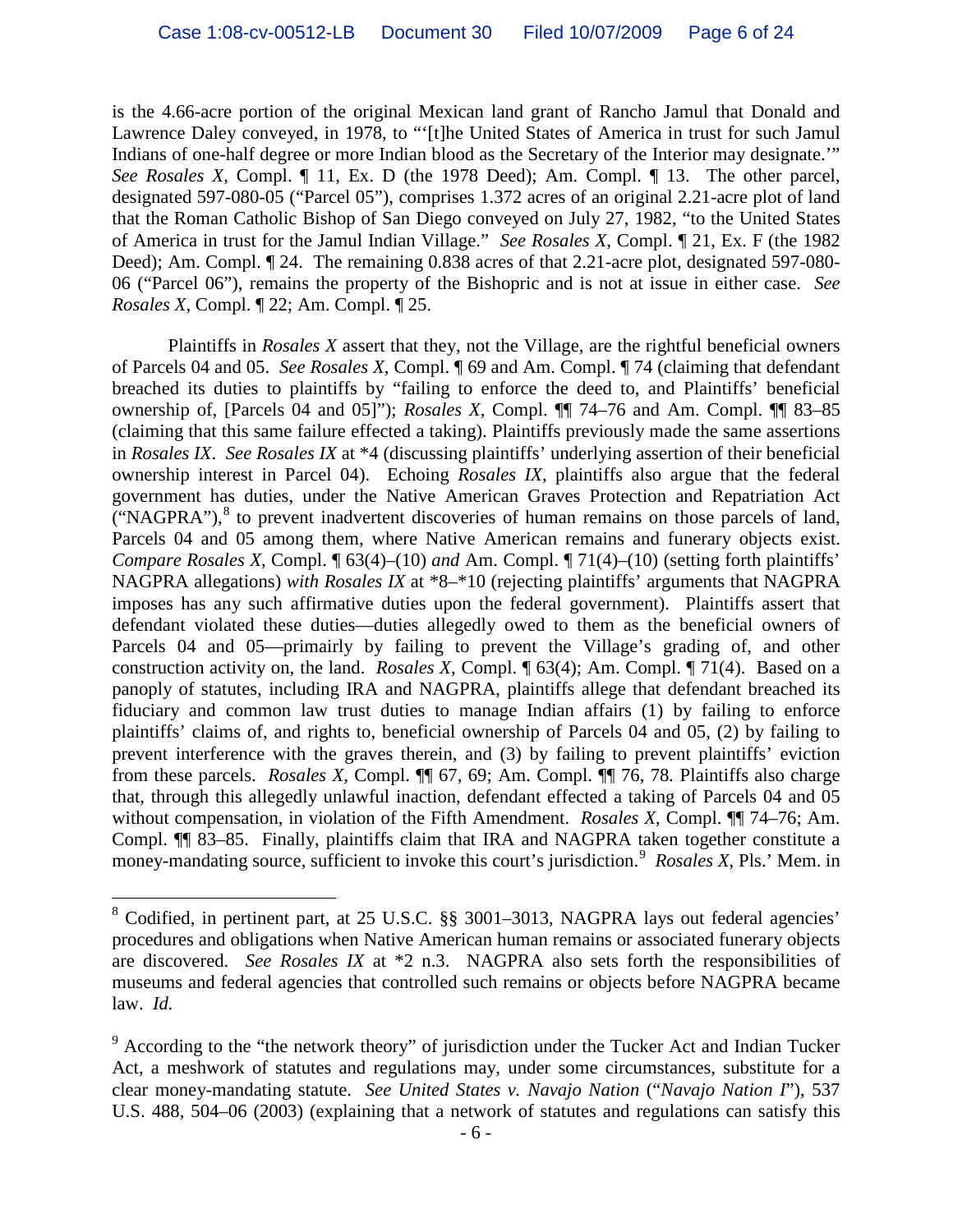is the 4.66-acre portion of the original Mexican land grant of Rancho Jamul that Donald and Lawrence Daley conveyed, in 1978, to "'[t]he United States of America in trust for such Jamul Indians of one-half degree or more Indian blood as the Secretary of the Interior may designate.'" *See Rosales X*, Compl. ¶ 11, Ex. D (the 1978 Deed); Am. Compl. ¶ 13. The other parcel, designated 597-080-05 ("Parcel 05"), comprises 1.372 acres of an original 2.21-acre plot of land that the Roman Catholic Bishop of San Diego conveyed on July 27, 1982, "to the United States of America in trust for the Jamul Indian Village." *See Rosales X*, Compl. ¶ 21, Ex. F (the 1982 Deed); Am. Compl. ¶ 24. The remaining 0.838 acres of that 2.21-acre plot, designated 597-080-06 ("Parcel 06"), remains the property of the Bishopric and is not at issue in either case. *See Rosales X*, Compl. ¶ 22; Am. Compl. ¶ 25.

Plaintiffs in *Rosales X* assert that they, not the Village, are the rightful beneficial owners of Parcels 04 and 05. *See Rosales X*, Compl. ¶ 69 and Am. Compl. ¶ 74 (claiming that defendant breached its duties to plaintiffs by "failing to enforce the deed to, and Plaintiffs' beneficial ownership of, [Parcels 04 and 05]"); *Rosales X*, Compl. ¶¶ 74–76 and Am. Compl. ¶¶ 83–85 (claiming that this same failure effected a taking). Plaintiffs previously made the same assertions in *Rosales IX*. *See Rosales IX* at *4 (discussing plaintiffs' underlying assertion of their beneficial ownership interest in Parcel 04). Echoing *Rosales IX*, plaintiffs also argue that the federal government has duties, under the Native American Graves Protection and Repatriation Act ("NAGPRA"),[8] to prevent inadvertent discoveries of human remains on those parcels of land, Parcels 04 and 05 among them, where Native American remains and funerary objects exist. *Compare Rosales X*, Compl. ¶ 63(4)–(10) *and* Am. Compl. ¶ 71(4)–(10) (setting forth plaintiffs' NAGPRA allegations) *with Rosales IX* at *8–*10 (rejecting plaintiffs' arguments that NAGPRA imposes has any such affirmative duties upon the federal government). Plaintiffs assert that defendant violated these duties—duties allegedly owed to them as the beneficial owners of Parcels 04 and 05—primarily by failing to prevent the Village's grading of, and other construction activity on, the land. *Rosales X*, Compl. ¶ 63(4); Am. Compl. ¶ 71(4). Based on a panoply of statutes, including IRA and NAGPRA, plaintiffs allege that defendant breached its fiduciary and common law trust duties to manage Indian affairs (1) by failing to enforce plaintiffs' claims of, and rights to, beneficial ownership of Parcels 04 and 05, (2) by failing to prevent interference with the graves therein, and (3) by failing to prevent plaintiffs' eviction from these parcels. *Rosales X*, Compl. ¶¶ 67, 69; Am. Compl. ¶¶ 76, 78. Plaintiffs also charge that, through this allegedly unlawful inaction, defendant effected a taking of Parcels 04 and 05 without compensation, in violation of the Fifth Amendment. *Rosales X*, Compl. ¶¶ 74–76; Am. Compl. ¶¶ 83–85. Finally, plaintiffs claim that IRA and NAGPRA taken together constitute a money-mandating source, sufficient to invoke this court's jurisdiction.[9] *Rosales X*, Pls.' Mem. in

---

[8] Codified, in pertinent part, at 25 U.S.C. §§ 3001–3013, NAGPRA lays out federal agencies' procedures and obligations when Native American human remains or associated funerary objects are discovered. *See Rosales IX* at *2 n.3. NAGPRA also sets forth the responsibilities of museums and federal agencies that controlled such remains or objects before NAGPRA became law. *Id.*

[9] According to the "the network theory" of jurisdiction under the Tucker Act and Indian Tucker Act, a meshwork of statutes and regulations may, under some circumstances, substitute for a clear money-mandating statute. *See United States v. Navajo Nation* ("*Navajo Nation I*"), 537 U.S. 488, 504–06 (2003) (explaining that a network of statutes and regulations can satisfy this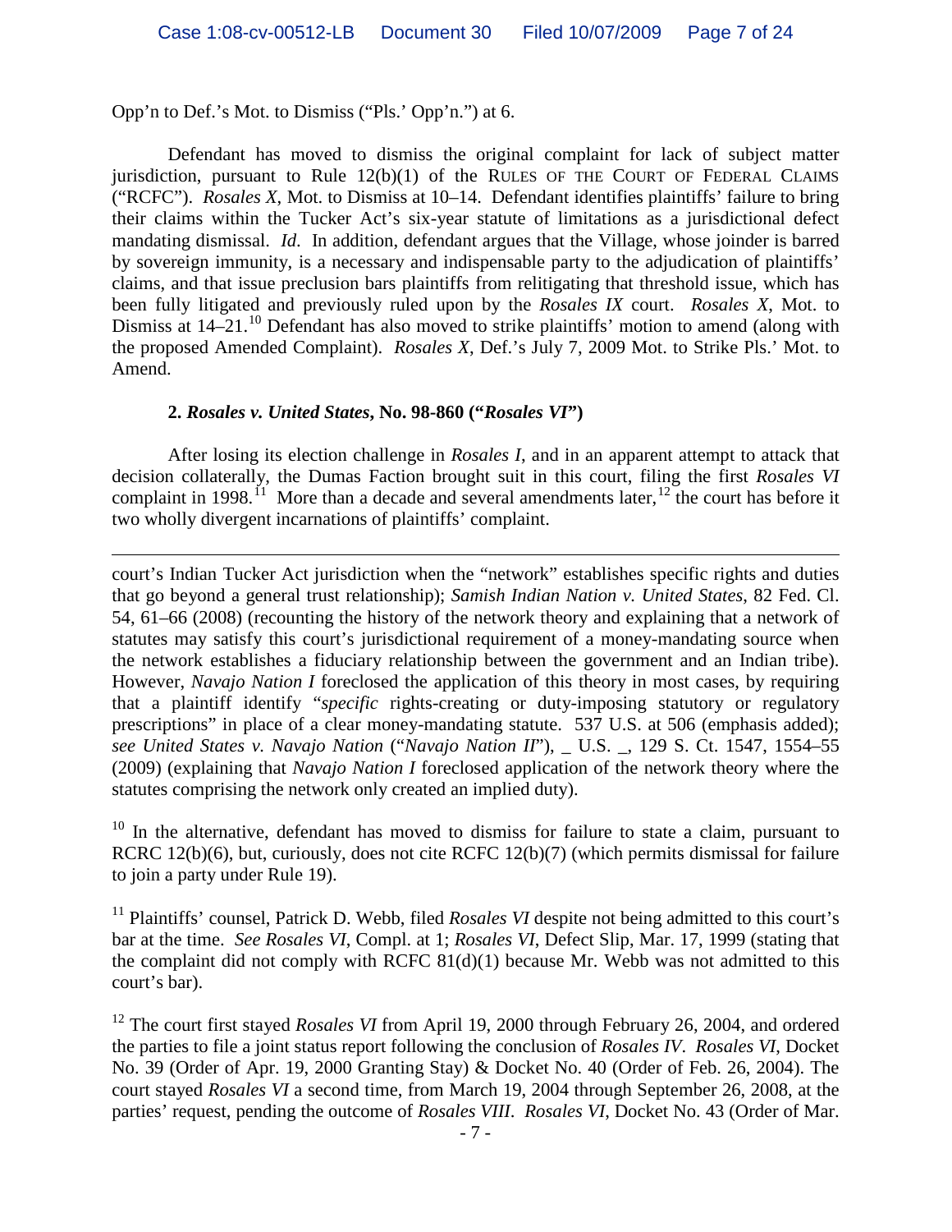Opp'n to Def.'s Mot. to Dismiss ("Pls.' Opp'n.") at 6.

Defendant has moved to dismiss the original complaint for lack of subject matter jurisdiction, pursuant to Rule 12(b)(1) of the RULES OF THE COURT OF FEDERAL CLAIMS ("RCFC"). *Rosales X*, Mot. to Dismiss at 10–14. Defendant identifies plaintiffs' failure to bring their claims within the Tucker Act's six-year statute of limitations as a jurisdictional defect mandating dismissal. *Id*. In addition, defendant argues that the Village, whose joinder is barred by sovereign immunity, is a necessary and indispensable party to the adjudication of plaintiffs' claims, and that issue preclusion bars plaintiffs from relitigating that threshold issue, which has been fully litigated and previously ruled upon by the *Rosales IX* court. *Rosales X*, Mot. to Dismiss at 14–21.[10] Defendant has also moved to strike plaintiffs' motion to amend (along with the proposed Amended Complaint). *Rosales X*, Def.'s July 7, 2009 Mot. to Strike Pls.' Mot. to Amend.

#### 2. *Rosales v. United States*, No. 98-860 ("*Rosales VI*")

After losing its election challenge in *Rosales I*, and in an apparent attempt to attack that decision collaterally, the Dumas Faction brought suit in this court, filing the first *Rosales VI* complaint in 1998.[11] More than a decade and several amendments later,[12] the court has before it two wholly divergent incarnations of plaintiffs' complaint.

---

court's Indian Tucker Act jurisdiction when the "network" establishes specific rights and duties that go beyond a general trust relationship); *Samish Indian Nation v. United States*, 82 Fed. Cl. 54, 61–66 (2008) (recounting the history of the network theory and explaining that a network of statutes may satisfy this court's jurisdictional requirement of a money-mandating source when the network establishes a fiduciary relationship between the government and an Indian tribe). However, *Navajo Nation I* foreclosed the application of this theory in most cases, by requiring that a plaintiff identify "*specific* rights-creating or duty-imposing statutory or regulatory prescriptions" in place of a clear money-mandating statute. 537 U.S. at 506 (emphasis added); *see United States v. Navajo Nation* ("*Navajo Nation II*"), _ U.S. _, 129 S. Ct. 1547, 1554–55 (2009) (explaining that *Navajo Nation I* foreclosed application of the network theory where the statutes comprising the network only created an implied duty).

[10] In the alternative, defendant has moved to dismiss for failure to state a claim, pursuant to RCRC 12(b)(6), but, curiously, does not cite RCFC 12(b)(7) (which permits dismissal for failure to join a party under Rule 19).

[11] Plaintiffs' counsel, Patrick D. Webb, filed *Rosales VI* despite not being admitted to this court's bar at the time. *See Rosales VI*, Compl. at 1; *Rosales VI*, Defect Slip, Mar. 17, 1999 (stating that the complaint did not comply with RCFC 81(d)(1) because Mr. Webb was not admitted to this court's bar).

[12] The court first stayed *Rosales VI* from April 19, 2000 through February 26, 2004, and ordered the parties to file a joint status report following the conclusion of *Rosales IV*. *Rosales VI*, Docket No. 39 (Order of Apr. 19, 2000 Granting Stay) & Docket No. 40 (Order of Feb. 26, 2004). The court stayed *Rosales VI* a second time, from March 19, 2004 through September 26, 2008, at the parties' request, pending the outcome of *Rosales VIII*. *Rosales VI*, Docket No. 43 (Order of Mar.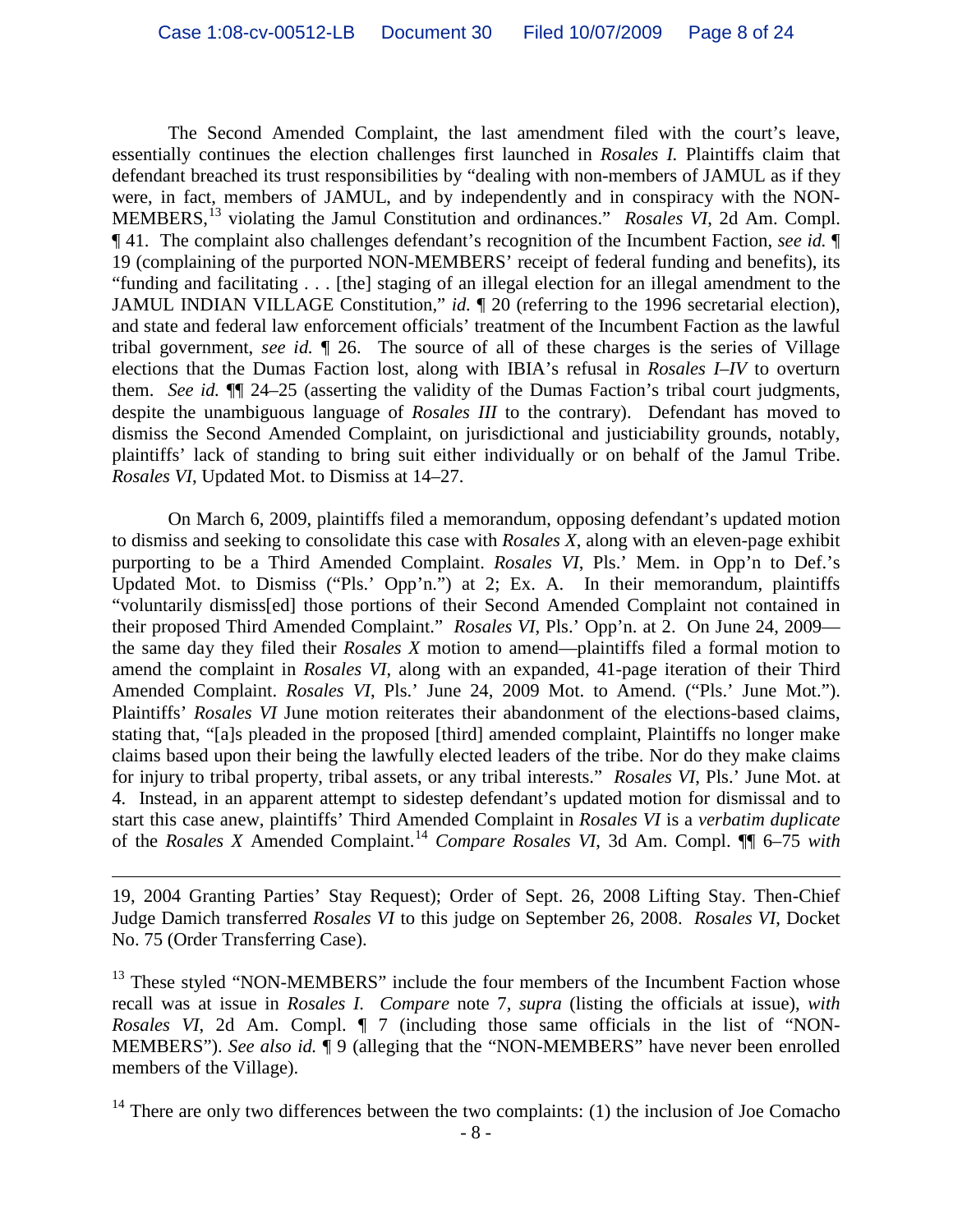The Second Amended Complaint, the last amendment filed with the court's leave, essentially continues the election challenges first launched in *Rosales I*. Plaintiffs claim that defendant breached its trust responsibilities by "dealing with non-members of JAMUL as if they were, in fact, members of JAMUL, and by independently and in conspiracy with the NON-MEMBERS,[13] violating the Jamul Constitution and ordinances." *Rosales VI*, 2d Am. Compl. ¶ 41. The complaint also challenges defendant's recognition of the Incumbent Faction, *see id.* ¶ 19 (complaining of the purported NON-MEMBERS' receipt of federal funding and benefits), its "funding and facilitating . . . [the] staging of an illegal election for an illegal amendment to the JAMUL INDIAN VILLAGE Constitution," *id.* ¶ 20 (referring to the 1996 secretarial election), and state and federal law enforcement officials' treatment of the Incumbent Faction as the lawful tribal government, *see id.* ¶ 26. The source of all of these charges is the series of Village elections that the Dumas Faction lost, along with IBIA's refusal in *Rosales I–IV* to overturn them. *See id.* ¶¶ 24–25 (asserting the validity of the Dumas Faction's tribal court judgments, despite the unambiguous language of *Rosales III* to the contrary). Defendant has moved to dismiss the Second Amended Complaint, on jurisdictional and justiciability grounds, notably, plaintiffs' lack of standing to bring suit either individually or on behalf of the Jamul Tribe. *Rosales VI*, Updated Mot. to Dismiss at 14–27.

On March 6, 2009, plaintiffs filed a memorandum, opposing defendant's updated motion to dismiss and seeking to consolidate this case with *Rosales X*, along with an eleven-page exhibit purporting to be a Third Amended Complaint. *Rosales VI*, Pls.' Mem. in Opp'n to Def.'s Updated Mot. to Dismiss ("Pls.' Opp'n.") at 2; Ex. A. In their memorandum, plaintiffs "voluntarily dismiss[ed] those portions of their Second Amended Complaint not contained in their proposed Third Amended Complaint." *Rosales VI*, Pls.' Opp'n. at 2. On June 24, 2009—the same day they filed their *Rosales X* motion to amend—plaintiffs filed a formal motion to amend the complaint in *Rosales VI*, along with an expanded, 41-page iteration of their Third Amended Complaint. *Rosales VI*, Pls.' June 24, 2009 Mot. to Amend. ("Pls.' June Mot."). Plaintiffs' *Rosales VI* June motion reiterates their abandonment of the elections-based claims, stating that, "[a]s pleaded in the proposed [third] amended complaint, Plaintiffs no longer make claims based upon their being the lawfully elected leaders of the tribe. Nor do they make claims for injury to tribal property, tribal assets, or any tribal interests." *Rosales VI*, Pls.' June Mot. at 4. Instead, in an apparent attempt to sidestep defendant's updated motion for dismissal and to start this case anew, plaintiffs' Third Amended Complaint in *Rosales VI* is a *verbatim duplicate* of the *Rosales X* Amended Complaint.[14] *Compare Rosales VI*, 3d Am. Compl. ¶¶ 6–75 *with*

---

19, 2004 Granting Parties' Stay Request); Order of Sept. 26, 2008 Lifting Stay. Then-Chief Judge Damich transferred *Rosales VI* to this judge on September 26, 2008. *Rosales VI*, Docket No. 75 (Order Transferring Case).

[13] These styled "NON-MEMBERS" include the four members of the Incumbent Faction whose recall was at issue in *Rosales I*. *Compare* note 7, *supra* (listing the officials at issue), *with Rosales VI*, 2d Am. Compl. ¶ 7 (including those same officials in the list of "NON-MEMBERS"). *See also id.* ¶ 9 (alleging that the "NON-MEMBERS" have never been enrolled members of the Village).

[14] There are only two differences between the two complaints: (1) the inclusion of Joe Comacho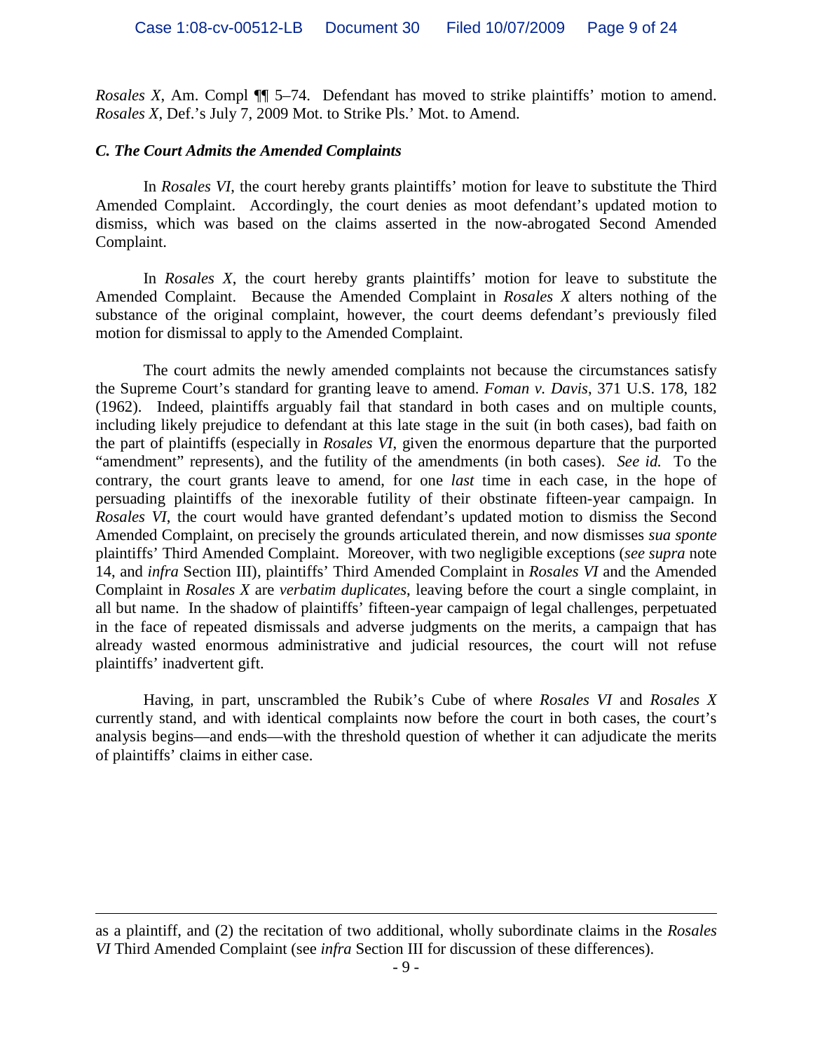*Rosales X*, Am. Compl ¶¶ 5–74. Defendant has moved to strike plaintiffs' motion to amend. *Rosales X*, Def.'s July 7, 2009 Mot. to Strike Pls.' Mot. to Amend.

### *C. The Court Admits the Amended Complaints*

In *Rosales VI*, the court hereby grants plaintiffs' motion for leave to substitute the Third Amended Complaint. Accordingly, the court denies as moot defendant's updated motion to dismiss, which was based on the claims asserted in the now-abrogated Second Amended Complaint.

In *Rosales X*, the court hereby grants plaintiffs' motion for leave to substitute the Amended Complaint. Because the Amended Complaint in *Rosales X* alters nothing of the substance of the original complaint, however, the court deems defendant's previously filed motion for dismissal to apply to the Amended Complaint.

The court admits the newly amended complaints not because the circumstances satisfy the Supreme Court's standard for granting leave to amend. *Foman v. Davis*, 371 U.S. 178, 182 (1962). Indeed, plaintiffs arguably fail that standard in both cases and on multiple counts, including likely prejudice to defendant at this late stage in the suit (in both cases), bad faith on the part of plaintiffs (especially in *Rosales VI*, given the enormous departure that the purported "amendment" represents), and the futility of the amendments (in both cases). *See id.* To the contrary, the court grants leave to amend, for one *last* time in each case, in the hope of persuading plaintiffs of the inexorable futility of their obstinate fifteen-year campaign. In *Rosales VI*, the court would have granted defendant's updated motion to dismiss the Second Amended Complaint, on precisely the grounds articulated therein, and now dismisses *sua sponte* plaintiffs' Third Amended Complaint. Moreover, with two negligible exceptions (*see supra* note 14, and *infra* Section III), plaintiffs' Third Amended Complaint in *Rosales VI* and the Amended Complaint in *Rosales X* are *verbatim duplicates*, leaving before the court a single complaint, in all but name. In the shadow of plaintiffs' fifteen-year campaign of legal challenges, perpetuated in the face of repeated dismissals and adverse judgments on the merits, a campaign that has already wasted enormous administrative and judicial resources, the court will not refuse plaintiffs' inadvertent gift.

Having, in part, unscrambled the Rubik's Cube of where *Rosales VI* and *Rosales X* currently stand, and with identical complaints now before the court in both cases, the court's analysis begins—and ends—with the threshold question of whether it can adjudicate the merits of plaintiffs' claims in either case.

---

as a plaintiff, and (2) the recitation of two additional, wholly subordinate claims in the *Rosales VI* Third Amended Complaint (see *infra* Section III for discussion of these differences).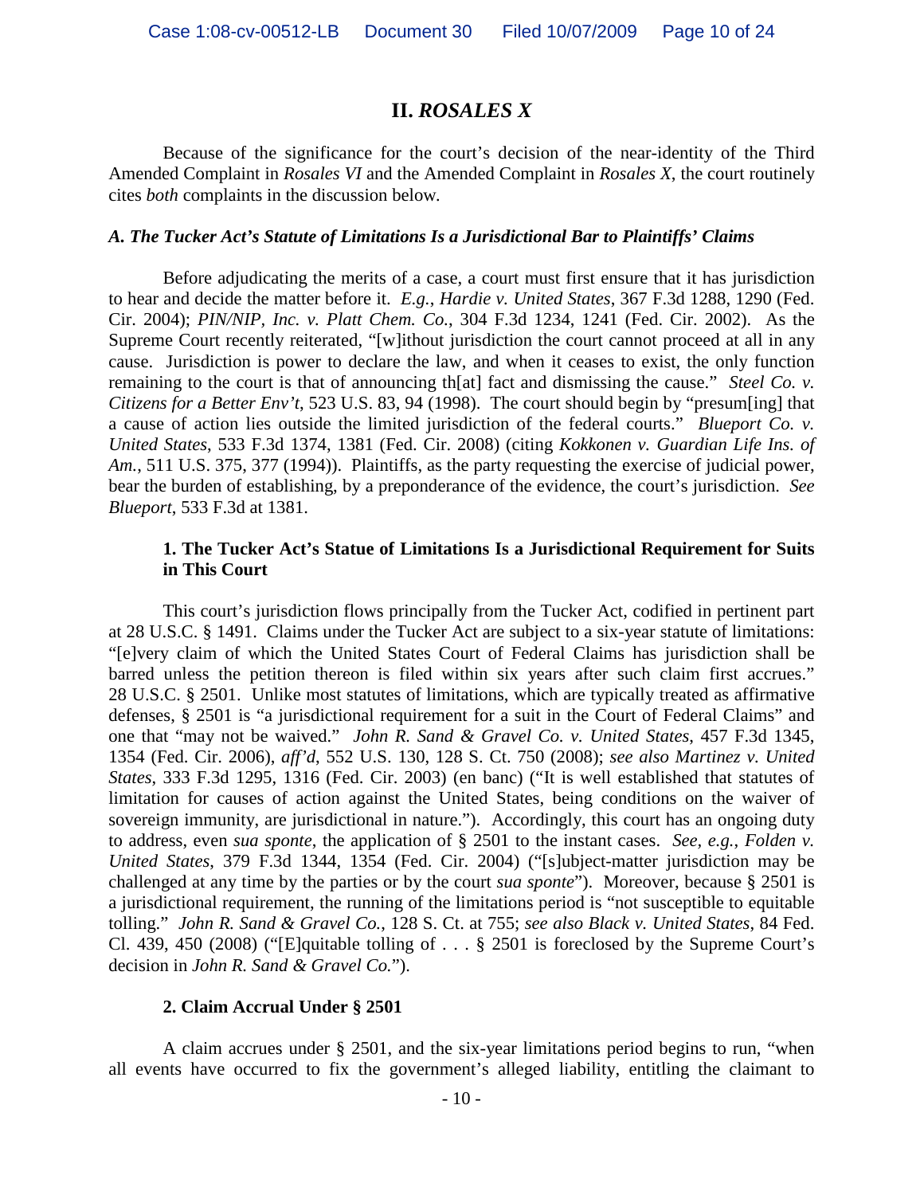## II. *ROSALES X*

Because of the significance for the court's decision of the near-identity of the Third Amended Complaint in *Rosales VI* and the Amended Complaint in *Rosales X*, the court routinely cites *both* complaints in the discussion below.

### *A. The Tucker Act's Statute of Limitations Is a Jurisdictional Bar to Plaintiffs' Claims*

Before adjudicating the merits of a case, a court must first ensure that it has jurisdiction to hear and decide the matter before it. *E.g.*, *Hardie v. United States*, 367 F.3d 1288, 1290 (Fed. Cir. 2004); *PIN/NIP, Inc. v. Platt Chem. Co.*, 304 F.3d 1234, 1241 (Fed. Cir. 2002). As the Supreme Court recently reiterated, "[w]ithout jurisdiction the court cannot proceed at all in any cause. Jurisdiction is power to declare the law, and when it ceases to exist, the only function remaining to the court is that of announcing th[at] fact and dismissing the cause." *Steel Co. v. Citizens for a Better Env't*, 523 U.S. 83, 94 (1998). The court should begin by "presum[ing] that a cause of action lies outside the limited jurisdiction of the federal courts." *Blueport Co. v. United States*, 533 F.3d 1374, 1381 (Fed. Cir. 2008) (citing *Kokkonen v. Guardian Life Ins. of Am.*, 511 U.S. 375, 377 (1994)). Plaintiffs, as the party requesting the exercise of judicial power, bear the burden of establishing, by a preponderance of the evidence, the court's jurisdiction. *See Blueport*, 533 F.3d at 1381.

#### 1. The Tucker Act's Statue of Limitations Is a Jurisdictional Requirement for Suits in This Court

This court's jurisdiction flows principally from the Tucker Act, codified in pertinent part at 28 U.S.C. § 1491. Claims under the Tucker Act are subject to a six-year statute of limitations: "[e]very claim of which the United States Court of Federal Claims has jurisdiction shall be barred unless the petition thereon is filed within six years after such claim first accrues." 28 U.S.C. § 2501. Unlike most statutes of limitations, which are typically treated as affirmative defenses, § 2501 is "a jurisdictional requirement for a suit in the Court of Federal Claims" and one that "may not be waived." *John R. Sand & Gravel Co. v. United States*, 457 F.3d 1345, 1354 (Fed. Cir. 2006), *aff'd*, 552 U.S. 130, 128 S. Ct. 750 (2008); *see also Martinez v. United States*, 333 F.3d 1295, 1316 (Fed. Cir. 2003) (en banc) ("It is well established that statutes of limitation for causes of action against the United States, being conditions on the waiver of sovereign immunity, are jurisdictional in nature."). Accordingly, this court has an ongoing duty to address, even *sua sponte*, the application of § 2501 to the instant cases. *See, e.g.*, *Folden v. United States*, 379 F.3d 1344, 1354 (Fed. Cir. 2004) ("[s]ubject-matter jurisdiction may be challenged at any time by the parties or by the court *sua sponte*"). Moreover, because § 2501 is a jurisdictional requirement, the running of the limitations period is "not susceptible to equitable tolling." *John R. Sand & Gravel Co.*, 128 S. Ct. at 755; *see also Black v. United States*, 84 Fed. Cl. 439, 450 (2008) ("[E]quitable tolling of . . . § 2501 is foreclosed by the Supreme Court's decision in *John R. Sand & Gravel Co.*").

#### 2. Claim Accrual Under § 2501

A claim accrues under § 2501, and the six-year limitations period begins to run, "when all events have occurred to fix the government's alleged liability, entitling the claimant to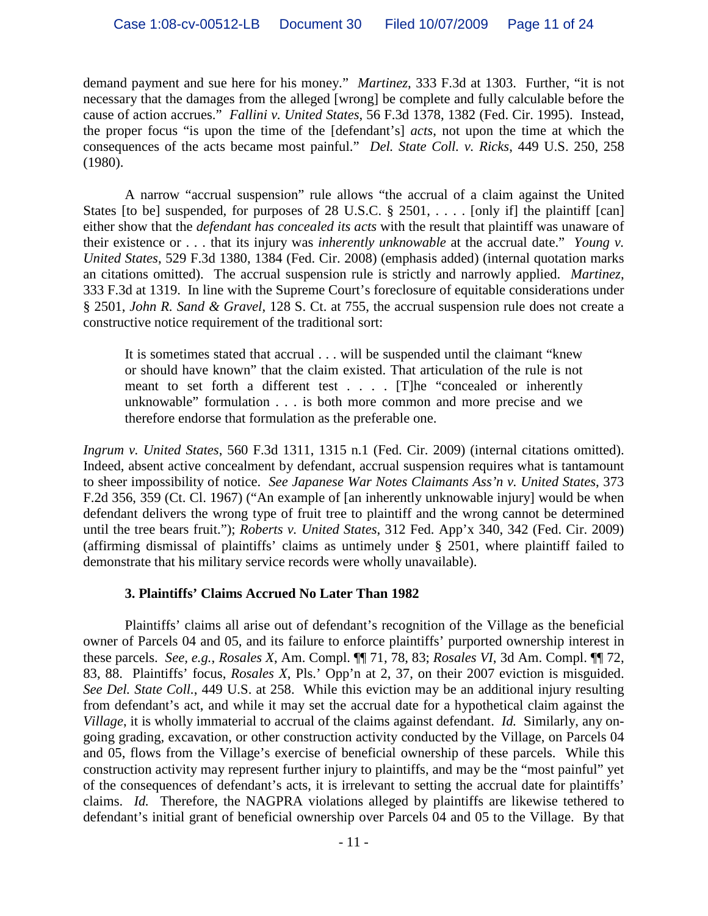demand payment and sue here for his money." *Martinez*, 333 F.3d at 1303. Further, "it is not necessary that the damages from the alleged [wrong] be complete and fully calculable before the cause of action accrues." *Fallini v. United States*, 56 F.3d 1378, 1382 (Fed. Cir. 1995). Instead, the proper focus "is upon the time of the [defendant's] *acts*, not upon the time at which the consequences of the acts became most painful." *Del. State Coll. v. Ricks*, 449 U.S. 250, 258 (1980).

A narrow "accrual suspension" rule allows "the accrual of a claim against the United States [to be] suspended, for purposes of 28 U.S.C. § 2501, . . . . [only if] the plaintiff [can] either show that the *defendant has concealed its acts* with the result that plaintiff was unaware of their existence or . . . that its injury was *inherently unknowable* at the accrual date." *Young v. United States*, 529 F.3d 1380, 1384 (Fed. Cir. 2008) (emphasis added) (internal quotation marks an citations omitted). The accrual suspension rule is strictly and narrowly applied. *Martinez*, 333 F.3d at 1319. In line with the Supreme Court's foreclosure of equitable considerations under § 2501, *John R. Sand & Gravel*, 128 S. Ct. at 755, the accrual suspension rule does not create a constructive notice requirement of the traditional sort:

> It is sometimes stated that accrual . . . will be suspended until the claimant "knew or should have known" that the claim existed. That articulation of the rule is not meant to set forth a different test . . . . [T]he "concealed or inherently unknowable" formulation . . . is both more common and more precise and we therefore endorse that formulation as the preferable one.

*Ingrum v. United States*, 560 F.3d 1311, 1315 n.1 (Fed. Cir. 2009) (internal citations omitted). Indeed, absent active concealment by defendant, accrual suspension requires what is tantamount to sheer impossibility of notice. *See Japanese War Notes Claimants Ass'n v. United States*, 373 F.2d 356, 359 (Ct. Cl. 1967) ("An example of [an inherently unknowable injury] would be when defendant delivers the wrong type of fruit tree to plaintiff and the wrong cannot be determined until the tree bears fruit."); *Roberts v. United States*, 312 Fed. App'x 340, 342 (Fed. Cir. 2009) (affirming dismissal of plaintiffs' claims as untimely under § 2501, where plaintiff failed to demonstrate that his military service records were wholly unavailable).

### 3. Plaintiffs' Claims Accrued No Later Than 1982

Plaintiffs' claims all arise out of defendant's recognition of the Village as the beneficial owner of Parcels 04 and 05, and its failure to enforce plaintiffs' purported ownership interest in these parcels. *See, e.g.*, *Rosales X*, Am. Compl. ¶¶ 71, 78, 83; *Rosales VI*, 3d Am. Compl. ¶¶ 72, 83, 88. Plaintiffs' focus, *Rosales X*, Pls.' Opp'n at 2, 37, on their 2007 eviction is misguided. *See Del. State Coll.*, 449 U.S. at 258. While this eviction may be an additional injury resulting from defendant's act, and while it may set the accrual date for a hypothetical claim against the *Village*, it is wholly immaterial to accrual of the claims against defendant. *Id.* Similarly, any on-going grading, excavation, or other construction activity conducted by the Village, on Parcels 04 and 05, flows from the Village's exercise of beneficial ownership of these parcels. While this construction activity may represent further injury to plaintiffs, and may be the "most painful" yet of the consequences of defendant's acts, it is irrelevant to setting the accrual date for plaintiffs' claims. *Id.* Therefore, the NAGPRA violations alleged by plaintiffs are likewise tethered to defendant's initial grant of beneficial ownership over Parcels 04 and 05 to the Village. By that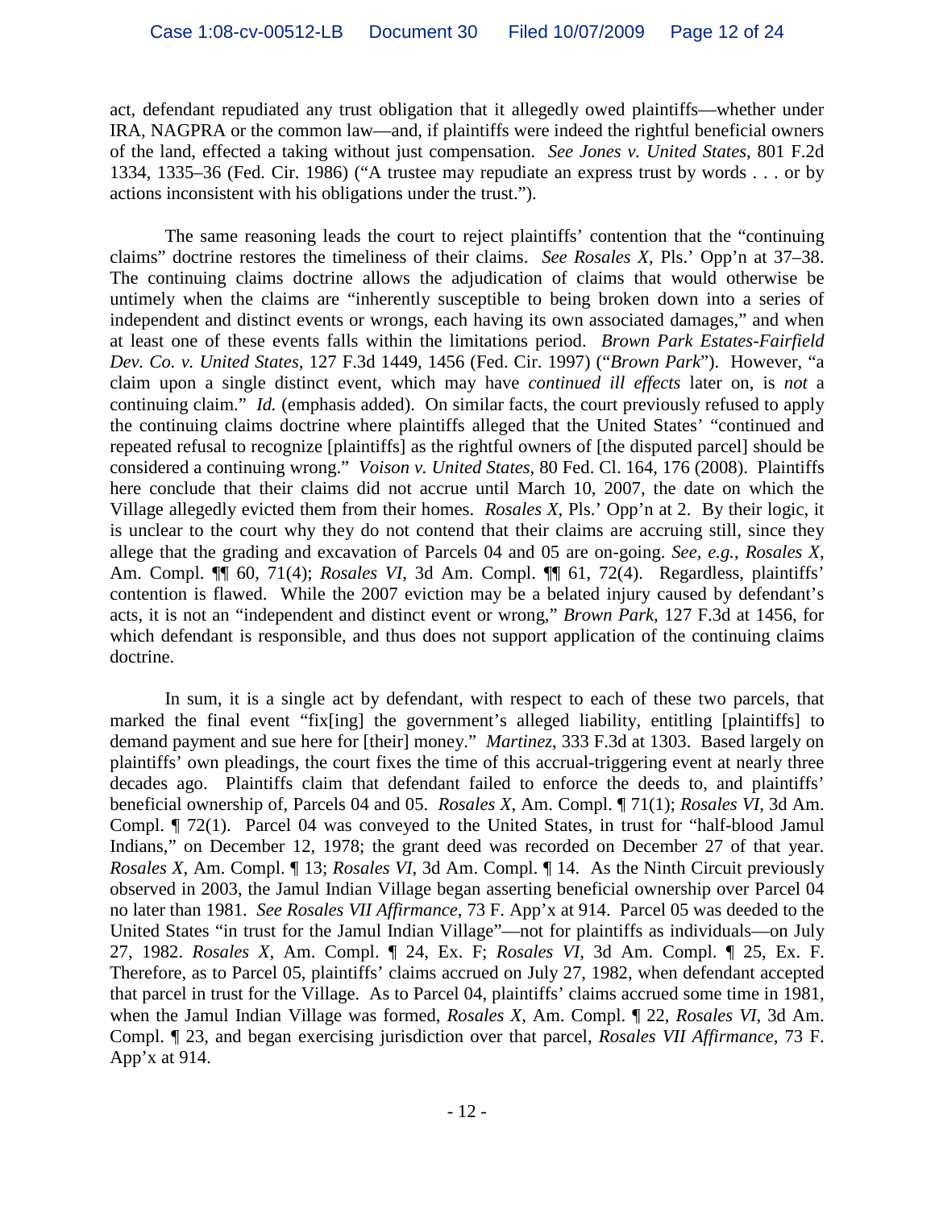act, defendant repudiated any trust obligation that it allegedly owed plaintiffs—whether under IRA, NAGPRA or the common law—and, if plaintiffs were indeed the rightful beneficial owners of the land, effected a taking without just compensation. *See Jones v. United States*, 801 F.2d 1334, 1335–36 (Fed. Cir. 1986) ("A trustee may repudiate an express trust by words . . . or by actions inconsistent with his obligations under the trust.").

The same reasoning leads the court to reject plaintiffs' contention that the "continuing claims" doctrine restores the timeliness of their claims. *See Rosales X*, Pls.' Opp'n at 37–38. The continuing claims doctrine allows the adjudication of claims that would otherwise be untimely when the claims are "inherently susceptible to being broken down into a series of independent and distinct events or wrongs, each having its own associated damages," and when at least one of these events falls within the limitations period. *Brown Park Estates-Fairfield Dev. Co. v. United States*, 127 F.3d 1449, 1456 (Fed. Cir. 1997) ("*Brown Park*"). However, "a claim upon a single distinct event, which may have *continued ill effects* later on, is *not* a continuing claim." *Id.* (emphasis added). On similar facts, the court previously refused to apply the continuing claims doctrine where plaintiffs alleged that the United States' "continued and repeated refusal to recognize [plaintiffs] as the rightful owners of [the disputed parcel] should be considered a continuing wrong." *Voison v. United States*, 80 Fed. Cl. 164, 176 (2008). Plaintiffs here conclude that their claims did not accrue until March 10, 2007, the date on which the Village allegedly evicted them from their homes. *Rosales X*, Pls.' Opp'n at 2. By their logic, it is unclear to the court why they do not contend that their claims are accruing still, since they allege that the grading and excavation of Parcels 04 and 05 are on-going. *See, e.g.*, *Rosales X*, Am. Compl. ¶¶ 60, 71(4); *Rosales VI*, 3d Am. Compl. ¶¶ 61, 72(4). Regardless, plaintiffs' contention is flawed. While the 2007 eviction may be a belated injury caused by defendant's acts, it is not an "independent and distinct event or wrong," *Brown Park*, 127 F.3d at 1456, for which defendant is responsible, and thus does not support application of the continuing claims doctrine.

In sum, it is a single act by defendant, with respect to each of these two parcels, that marked the final event "fix[ing] the government's alleged liability, entitling [plaintiffs] to demand payment and sue here for [their] money." *Martinez*, 333 F.3d at 1303. Based largely on plaintiffs' own pleadings, the court fixes the time of this accrual-triggering event at nearly three decades ago. Plaintiffs claim that defendant failed to enforce the deeds to, and plaintiffs' beneficial ownership of, Parcels 04 and 05. *Rosales X*, Am. Compl. ¶ 71(1); *Rosales VI*, 3d Am. Compl. ¶ 72(1). Parcel 04 was conveyed to the United States, in trust for "half-blood Jamul Indians," on December 12, 1978; the grant deed was recorded on December 27 of that year. *Rosales X*, Am. Compl. ¶ 13; *Rosales VI*, 3d Am. Compl. ¶ 14. As the Ninth Circuit previously observed in 2003, the Jamul Indian Village began asserting beneficial ownership over Parcel 04 no later than 1981. *See Rosales VII Affirmance*, 73 F. App'x at 914. Parcel 05 was deeded to the United States "in trust for the Jamul Indian Village"—not for plaintiffs as individuals—on July 27, 1982. *Rosales X*, Am. Compl. ¶ 24, Ex. F; *Rosales VI*, 3d Am. Compl. ¶ 25, Ex. F. Therefore, as to Parcel 05, plaintiffs' claims accrued on July 27, 1982, when defendant accepted that parcel in trust for the Village. As to Parcel 04, plaintiffs' claims accrued some time in 1981, when the Jamul Indian Village was formed, *Rosales X*, Am. Compl. ¶ 22, *Rosales VI*, 3d Am. Compl. ¶ 23, and began exercising jurisdiction over that parcel, *Rosales VII Affirmance*, 73 F. App'x at 914.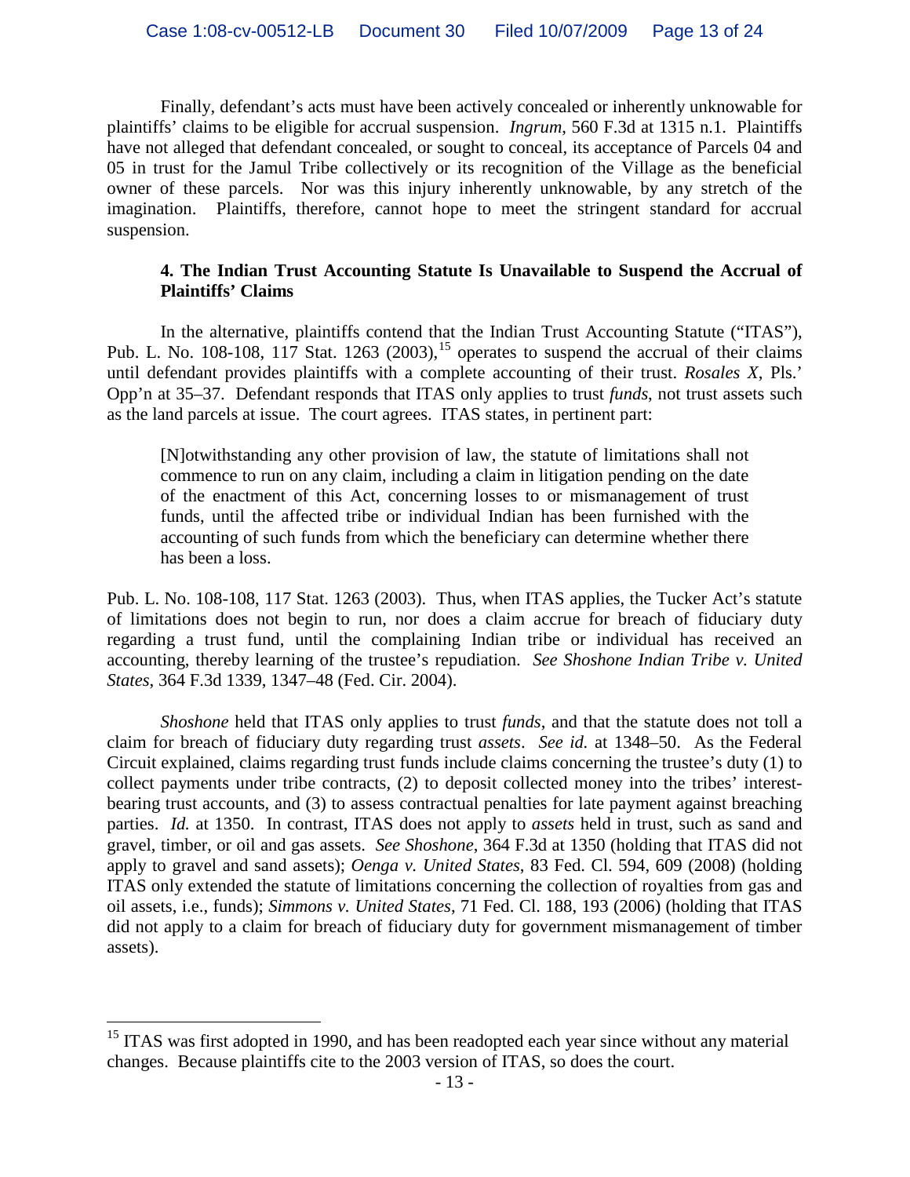Finally, defendant's acts must have been actively concealed or inherently unknowable for plaintiffs' claims to be eligible for accrual suspension. *Ingrum*, 560 F.3d at 1315 n.1. Plaintiffs have not alleged that defendant concealed, or sought to conceal, its acceptance of Parcels 04 and 05 in trust for the Jamul Tribe collectively or its recognition of the Village as the beneficial owner of these parcels. Nor was this injury inherently unknowable, by any stretch of the imagination. Plaintiffs, therefore, cannot hope to meet the stringent standard for accrual suspension.

### 4. The Indian Trust Accounting Statute Is Unavailable to Suspend the Accrual of Plaintiffs' Claims

In the alternative, plaintiffs contend that the Indian Trust Accounting Statute ("ITAS"), Pub. L. No. 108-108, 117 Stat. 1263 (2003),[15] operates to suspend the accrual of their claims until defendant provides plaintiffs with a complete accounting of their trust. *Rosales X*, Pls.' Opp'n at 35–37. Defendant responds that ITAS only applies to trust *funds*, not trust assets such as the land parcels at issue. The court agrees. ITAS states, in pertinent part:

> [N]otwithstanding any other provision of law, the statute of limitations shall not commence to run on any claim, including a claim in litigation pending on the date of the enactment of this Act, concerning losses to or mismanagement of trust funds, until the affected tribe or individual Indian has been furnished with the accounting of such funds from which the beneficiary can determine whether there has been a loss.

Pub. L. No. 108-108, 117 Stat. 1263 (2003). Thus, when ITAS applies, the Tucker Act's statute of limitations does not begin to run, nor does a claim accrue for breach of fiduciary duty regarding a trust fund, until the complaining Indian tribe or individual has received an accounting, thereby learning of the trustee's repudiation. *See Shoshone Indian Tribe v. United States*, 364 F.3d 1339, 1347–48 (Fed. Cir. 2004).

*Shoshone* held that ITAS only applies to trust *funds*, and that the statute does not toll a claim for breach of fiduciary duty regarding trust *assets*. *See id.* at 1348–50. As the Federal Circuit explained, claims regarding trust funds include claims concerning the trustee's duty (1) to collect payments under tribe contracts, (2) to deposit collected money into the tribes' interest-bearing trust accounts, and (3) to assess contractual penalties for late payment against breaching parties. *Id.* at 1350. In contrast, ITAS does not apply to *assets* held in trust, such as sand and gravel, timber, or oil and gas assets. *See Shoshone*, 364 F.3d at 1350 (holding that ITAS did not apply to gravel and sand assets); *Oenga v. United States*, 83 Fed. Cl. 594, 609 (2008) (holding ITAS only extended the statute of limitations concerning the collection of royalties from gas and oil assets, i.e., funds); *Simmons v. United States*, 71 Fed. Cl. 188, 193 (2006) (holding that ITAS did not apply to a claim for breach of fiduciary duty for government mismanagement of timber assets).

---

[15] ITAS was first adopted in 1990, and has been readopted each year since without any material changes. Because plaintiffs cite to the 2003 version of ITAS, so does the court.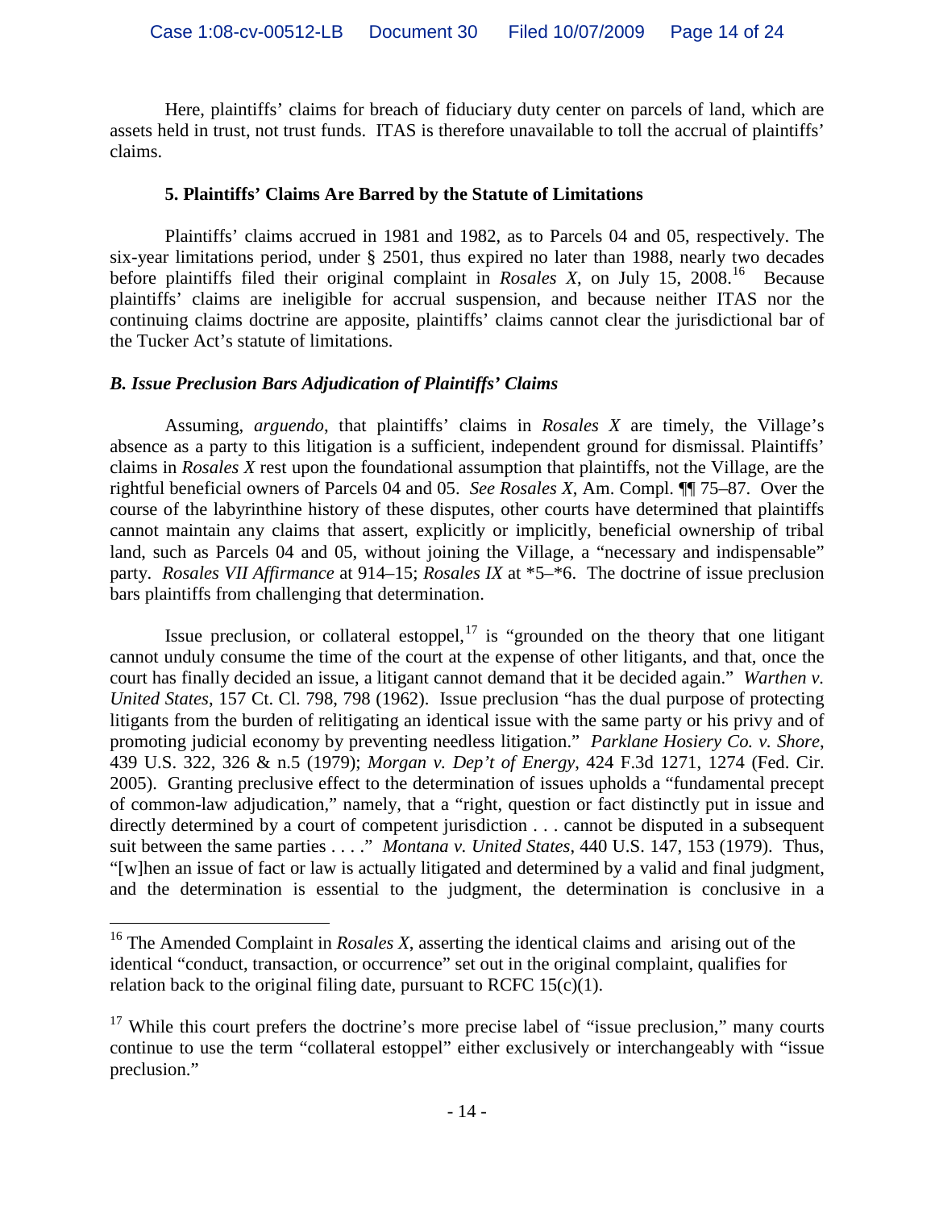Here, plaintiffs' claims for breach of fiduciary duty center on parcels of land, which are assets held in trust, not trust funds. ITAS is therefore unavailable to toll the accrual of plaintiffs' claims.

### 5. Plaintiffs' Claims Are Barred by the Statute of Limitations

Plaintiffs' claims accrued in 1981 and 1982, as to Parcels 04 and 05, respectively. The six-year limitations period, under § 2501, thus expired no later than 1988, nearly two decades before plaintiffs filed their original complaint in *Rosales X*, on July 15, 2008.[16] Because plaintiffs' claims are ineligible for accrual suspension, and because neither ITAS nor the continuing claims doctrine are apposite, plaintiffs' claims cannot clear the jurisdictional bar of the Tucker Act's statute of limitations.

### *B. Issue Preclusion Bars Adjudication of Plaintiffs' Claims*

Assuming, *arguendo*, that plaintiffs' claims in *Rosales X* are timely, the Village's absence as a party to this litigation is a sufficient, independent ground for dismissal. Plaintiffs' claims in *Rosales X* rest upon the foundational assumption that plaintiffs, not the Village, are the rightful beneficial owners of Parcels 04 and 05. *See Rosales X*, Am. Compl. ¶¶ 75–87. Over the course of the labyrinthine history of these disputes, other courts have determined that plaintiffs cannot maintain any claims that assert, explicitly or implicitly, beneficial ownership of tribal land, such as Parcels 04 and 05, without joining the Village, a "necessary and indispensable" party. *Rosales VII Affirmance* at 914–15; *Rosales IX* at *5–*6. The doctrine of issue preclusion bars plaintiffs from challenging that determination.

Issue preclusion, or collateral estoppel,[17] is "grounded on the theory that one litigant cannot unduly consume the time of the court at the expense of other litigants, and that, once the court has finally decided an issue, a litigant cannot demand that it be decided again." *Warthen v. United States*, 157 Ct. Cl. 798, 798 (1962). Issue preclusion "has the dual purpose of protecting litigants from the burden of relitigating an identical issue with the same party or his privy and of promoting judicial economy by preventing needless litigation." *Parklane Hosiery Co. v. Shore*, 439 U.S. 322, 326 & n.5 (1979); *Morgan v. Dep't of Energy*, 424 F.3d 1271, 1274 (Fed. Cir. 2005). Granting preclusive effect to the determination of issues upholds a "fundamental precept of common-law adjudication," namely, that a "right, question or fact distinctly put in issue and directly determined by a court of competent jurisdiction . . . cannot be disputed in a subsequent suit between the same parties . . . ." *Montana v. United States*, 440 U.S. 147, 153 (1979). Thus, "[w]hen an issue of fact or law is actually litigated and determined by a valid and final judgment, and the determination is essential to the judgment, the determination is conclusive in a

---

[16] The Amended Complaint in *Rosales X*, asserting the identical claims and arising out of the identical "conduct, transaction, or occurrence" set out in the original complaint, qualifies for relation back to the original filing date, pursuant to RCFC 15(c)(1).

[17] While this court prefers the doctrine's more precise label of "issue preclusion," many courts continue to use the term "collateral estoppel" either exclusively or interchangeably with "issue preclusion."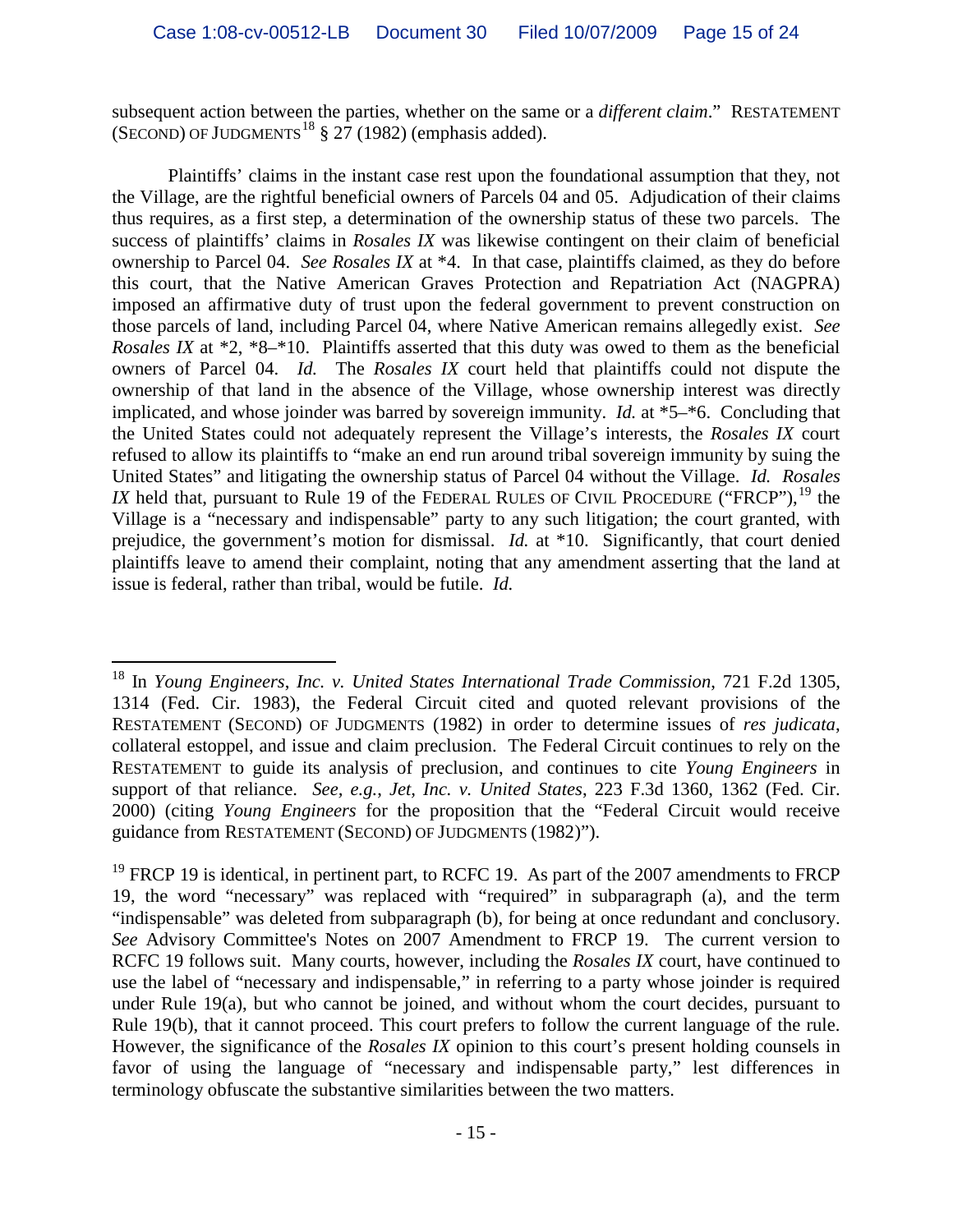subsequent action between the parties, whether on the same or a *different claim*." RESTATEMENT (SECOND) OF JUDGMENTS[18] § 27 (1982) (emphasis added).

Plaintiffs' claims in the instant case rest upon the foundational assumption that they, not the Village, are the rightful beneficial owners of Parcels 04 and 05. Adjudication of their claims thus requires, as a first step, a determination of the ownership status of these two parcels. The success of plaintiffs' claims in *Rosales IX* was likewise contingent on their claim of beneficial ownership to Parcel 04. *See Rosales IX* at *4. In that case, plaintiffs claimed, as they do before this court, that the Native American Graves Protection and Repatriation Act (NAGPRA) imposed an affirmative duty of trust upon the federal government to prevent construction on those parcels of land, including Parcel 04, where Native American remains allegedly exist. *See Rosales IX* at *2, *8–*10. Plaintiffs asserted that this duty was owed to them as the beneficial owners of Parcel 04. *Id.* The *Rosales IX* court held that plaintiffs could not dispute the ownership of that land in the absence of the Village, whose ownership interest was directly implicated, and whose joinder was barred by sovereign immunity. *Id.* at *5–*6. Concluding that the United States could not adequately represent the Village's interests, the *Rosales IX* court refused to allow its plaintiffs to "make an end run around tribal sovereign immunity by suing the United States" and litigating the ownership status of Parcel 04 without the Village. *Id. Rosales IX* held that, pursuant to Rule 19 of the FEDERAL RULES OF CIVIL PROCEDURE ("FRCP"),[19] the Village is a "necessary and indispensable" party to any such litigation; the court granted, with prejudice, the government's motion for dismissal. *Id.* at *10. Significantly, that court denied plaintiffs leave to amend their complaint, noting that any amendment asserting that the land at issue is federal, rather than tribal, would be futile. *Id.*

---

[18] In *Young Engineers, Inc. v. United States International Trade Commission*, 721 F.2d 1305, 1314 (Fed. Cir. 1983), the Federal Circuit cited and quoted relevant provisions of the RESTATEMENT (SECOND) OF JUDGMENTS (1982) in order to determine issues of *res judicata*, collateral estoppel, and issue and claim preclusion. The Federal Circuit continues to rely on the RESTATEMENT to guide its analysis of preclusion, and continues to cite *Young Engineers* in support of that reliance. *See, e.g.*, *Jet, Inc. v. United States*, 223 F.3d 1360, 1362 (Fed. Cir. 2000) (citing *Young Engineers* for the proposition that the "Federal Circuit would receive guidance from RESTATEMENT (SECOND) OF JUDGMENTS (1982)").

[19] FRCP 19 is identical, in pertinent part, to RCFC 19. As part of the 2007 amendments to FRCP 19, the word "necessary" was replaced with "required" in subparagraph (a), and the term "indispensable" was deleted from subparagraph (b), for being at once redundant and conclusory. *See* Advisory Committee's Notes on 2007 Amendment to FRCP 19. The current version to RCFC 19 follows suit. Many courts, however, including the *Rosales IX* court, have continued to use the label of "necessary and indispensable," in referring to a party whose joinder is required under Rule 19(a), but who cannot be joined, and without whom the court decides, pursuant to Rule 19(b), that it cannot proceed. This court prefers to follow the current language of the rule. However, the significance of the *Rosales IX* opinion to this court's present holding counsels in favor of using the language of "necessary and indispensable party," lest differences in terminology obfuscate the substantive similarities between the two matters.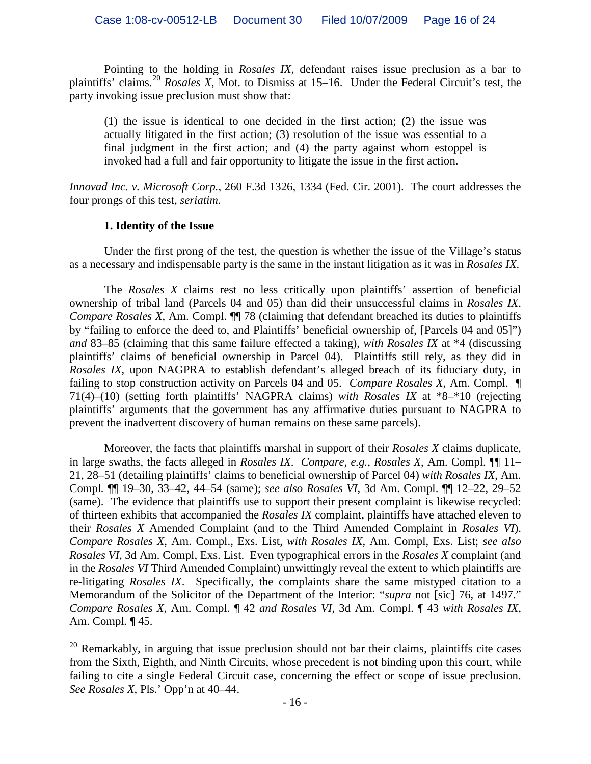Pointing to the holding in *Rosales IX*, defendant raises issue preclusion as a bar to plaintiffs' claims.[20] *Rosales X*, Mot. to Dismiss at 15–16. Under the Federal Circuit's test, the party invoking issue preclusion must show that:

> (1) the issue is identical to one decided in the first action; (2) the issue was actually litigated in the first action; (3) resolution of the issue was essential to a final judgment in the first action; and (4) the party against whom estoppel is invoked had a full and fair opportunity to litigate the issue in the first action.

*Innovad Inc. v. Microsoft Corp.*, 260 F.3d 1326, 1334 (Fed. Cir. 2001). The court addresses the four prongs of this test, *seriatim*.

**1. Identity of the Issue**

Under the first prong of the test, the question is whether the issue of the Village's status as a necessary and indispensable party is the same in the instant litigation as it was in *Rosales IX*.

The *Rosales X* claims rest no less critically upon plaintiffs' assertion of beneficial ownership of tribal land (Parcels 04 and 05) than did their unsuccessful claims in *Rosales IX*. *Compare Rosales X*, Am. Compl. ¶¶ 78 (claiming that defendant breached its duties to plaintiffs by "failing to enforce the deed to, and Plaintiffs' beneficial ownership of, [Parcels 04 and 05]") *and* 83–85 (claiming that this same failure effected a taking), *with Rosales IX* at *4 (discussing plaintiffs' claims of beneficial ownership in Parcel 04). Plaintiffs still rely, as they did in *Rosales IX*, upon NAGPRA to establish defendant's alleged breach of its fiduciary duty, in failing to stop construction activity on Parcels 04 and 05. *Compare Rosales X*, Am. Compl. ¶ 71(4)–(10) (setting forth plaintiffs' NAGPRA claims) *with Rosales IX* at *8–*10 (rejecting plaintiffs' arguments that the government has any affirmative duties pursuant to NAGPRA to prevent the inadvertent discovery of human remains on these same parcels).

Moreover, the facts that plaintiffs marshal in support of their *Rosales X* claims duplicate, in large swaths, the facts alleged in *Rosales IX*. *Compare, e.g.*, *Rosales X*, Am. Compl. ¶¶ 11–21, 28–51 (detailing plaintiffs' claims to beneficial ownership of Parcel 04) *with Rosales IX*, Am. Compl. ¶¶ 19–30, 33–42, 44–54 (same); *see also Rosales VI*, 3d Am. Compl. ¶¶ 12–22, 29–52 (same). The evidence that plaintiffs use to support their present complaint is likewise recycled: of thirteen exhibits that accompanied the *Rosales IX* complaint, plaintiffs have attached eleven to their *Rosales X* Amended Complaint (and to the Third Amended Complaint in *Rosales VI*). *Compare Rosales X*, Am. Compl., Exs. List, *with Rosales IX*, Am. Compl, Exs. List; *see also Rosales VI*, 3d Am. Compl, Exs. List. Even typographical errors in the *Rosales X* complaint (and in the *Rosales VI* Third Amended Complaint) unwittingly reveal the extent to which plaintiffs are re-litigating *Rosales IX*. Specifically, the complaints share the same mistyped citation to a Memorandum of the Solicitor of the Department of the Interior: "*supra* not [sic] 76, at 1497." *Compare Rosales X*, Am. Compl. ¶ 42 *and Rosales VI*, 3d Am. Compl. ¶ 43 *with Rosales IX*, Am. Compl. ¶ 45.

---

[20] Remarkably, in arguing that issue preclusion should not bar their claims, plaintiffs cite cases from the Sixth, Eighth, and Ninth Circuits, whose precedent is not binding upon this court, while failing to cite a single Federal Circuit case, concerning the effect or scope of issue preclusion. *See Rosales X*, Pls.' Opp'n at 40–44.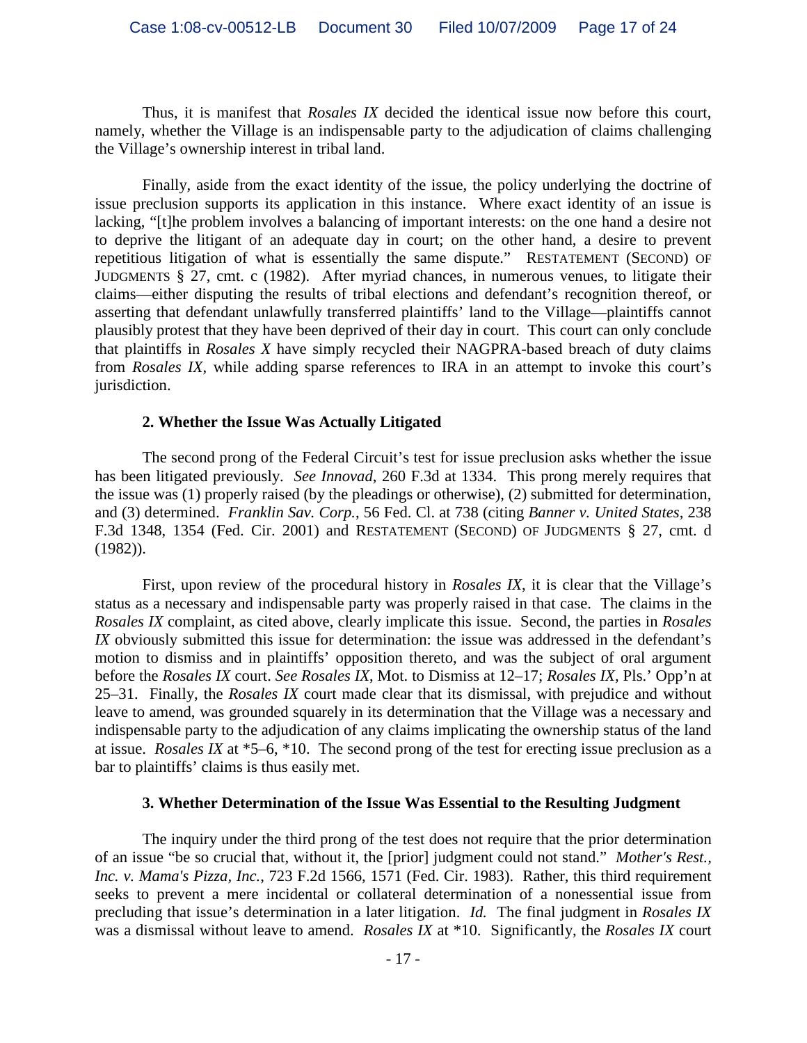Thus, it is manifest that *Rosales IX* decided the identical issue now before this court, namely, whether the Village is an indispensable party to the adjudication of claims challenging the Village's ownership interest in tribal land.

Finally, aside from the exact identity of the issue, the policy underlying the doctrine of issue preclusion supports its application in this instance. Where exact identity of an issue is lacking, "[t]he problem involves a balancing of important interests: on the one hand a desire not to deprive the litigant of an adequate day in court; on the other hand, a desire to prevent repetitious litigation of what is essentially the same dispute." RESTATEMENT (SECOND) OF JUDGMENTS § 27, cmt. c (1982). After myriad chances, in numerous venues, to litigate their claims—either disputing the results of tribal elections and defendant's recognition thereof, or asserting that defendant unlawfully transferred plaintiffs' land to the Village—plaintiffs cannot plausibly protest that they have been deprived of their day in court. This court can only conclude that plaintiffs in *Rosales X* have simply recycled their NAGPRA-based breach of duty claims from *Rosales IX*, while adding sparse references to IRA in an attempt to invoke this court's jurisdiction.

**2. Whether the Issue Was Actually Litigated**

The second prong of the Federal Circuit's test for issue preclusion asks whether the issue has been litigated previously. *See Innovad*, 260 F.3d at 1334. This prong merely requires that the issue was (1) properly raised (by the pleadings or otherwise), (2) submitted for determination, and (3) determined. *Franklin Sav. Corp.*, 56 Fed. Cl. at 738 (citing *Banner v. United States*, 238 F.3d 1348, 1354 (Fed. Cir. 2001) and RESTATEMENT (SECOND) OF JUDGMENTS § 27, cmt. d (1982)).

First, upon review of the procedural history in *Rosales IX*, it is clear that the Village's status as a necessary and indispensable party was properly raised in that case. The claims in the *Rosales IX* complaint, as cited above, clearly implicate this issue. Second, the parties in *Rosales IX* obviously submitted this issue for determination: the issue was addressed in the defendant's motion to dismiss and in plaintiffs' opposition thereto, and was the subject of oral argument before the *Rosales IX* court. *See Rosales IX*, Mot. to Dismiss at 12–17; *Rosales IX*, Pls.' Opp'n at 25–31. Finally, the *Rosales IX* court made clear that its dismissal, with prejudice and without leave to amend, was grounded squarely in its determination that the Village was a necessary and indispensable party to the adjudication of any claims implicating the ownership status of the land at issue. *Rosales IX* at *5–6, *10. The second prong of the test for erecting issue preclusion as a bar to plaintiffs' claims is thus easily met.

**3. Whether Determination of the Issue Was Essential to the Resulting Judgment**

The inquiry under the third prong of the test does not require that the prior determination of an issue "be so crucial that, without it, the [prior] judgment could not stand." *Mother's Rest., Inc. v. Mama's Pizza, Inc.*, 723 F.2d 1566, 1571 (Fed. Cir. 1983). Rather, this third requirement seeks to prevent a mere incidental or collateral determination of a nonessential issue from precluding that issue's determination in a later litigation. *Id.* The final judgment in *Rosales IX* was a dismissal without leave to amend. *Rosales IX* at *10. Significantly, the *Rosales IX* court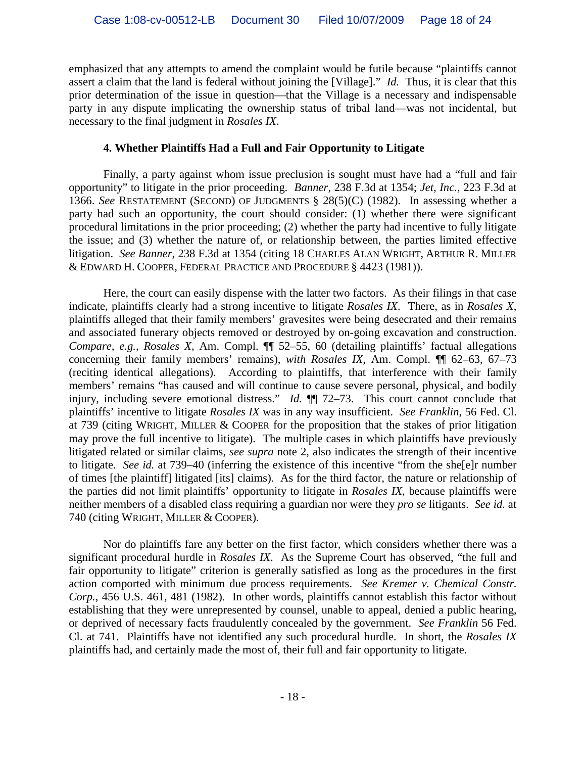emphasized that any attempts to amend the complaint would be futile because "plaintiffs cannot assert a claim that the land is federal without joining the [Village]." *Id.* Thus, it is clear that this prior determination of the issue in question—that the Village is a necessary and indispensable party in any dispute implicating the ownership status of tribal land—was not incidental, but necessary to the final judgment in *Rosales IX*.

**4. Whether Plaintiffs Had a Full and Fair Opportunity to Litigate**

Finally, a party against whom issue preclusion is sought must have had a "full and fair opportunity" to litigate in the prior proceeding. *Banner*, 238 F.3d at 1354; *Jet, Inc.*, 223 F.3d at 1366. *See* RESTATEMENT (SECOND) OF JUDGMENTS § 28(5)(C) (1982). In assessing whether a party had such an opportunity, the court should consider: (1) whether there were significant procedural limitations in the prior proceeding; (2) whether the party had incentive to fully litigate the issue; and (3) whether the nature of, or relationship between, the parties limited effective litigation. *See Banner*, 238 F.3d at 1354 (citing 18 CHARLES ALAN WRIGHT, ARTHUR R. MILLER & EDWARD H. COOPER, FEDERAL PRACTICE AND PROCEDURE § 4423 (1981)).

Here, the court can easily dispense with the latter two factors. As their filings in that case indicate, plaintiffs clearly had a strong incentive to litigate *Rosales IX*. There, as in *Rosales X*, plaintiffs alleged that their family members' gravesites were being desecrated and their remains and associated funerary objects removed or destroyed by on-going excavation and construction. *Compare, e.g.*, *Rosales X*, Am. Compl. ¶¶ 52–55, 60 (detailing plaintiffs' factual allegations concerning their family members' remains), *with Rosales IX*, Am. Compl. ¶¶ 62–63, 67–73 (reciting identical allegations). According to plaintiffs, that interference with their family members' remains "has caused and will continue to cause severe personal, physical, and bodily injury, including severe emotional distress." *Id.* ¶¶ 72–73. This court cannot conclude that plaintiffs' incentive to litigate *Rosales IX* was in any way insufficient. *See Franklin*, 56 Fed. Cl. at 739 (citing WRIGHT, MILLER & COOPER for the proposition that the stakes of prior litigation may prove the full incentive to litigate). The multiple cases in which plaintiffs have previously litigated related or similar claims, *see supra* note 2, also indicates the strength of their incentive to litigate. *See id.* at 739–40 (inferring the existence of this incentive "from the she[e]r number of times [the plaintiff] litigated [its] claims). As for the third factor, the nature or relationship of the parties did not limit plaintiffs' opportunity to litigate in *Rosales IX*, because plaintiffs were neither members of a disabled class requiring a guardian nor were they *pro se* litigants. *See id.* at 740 (citing WRIGHT, MILLER & COOPER).

Nor do plaintiffs fare any better on the first factor, which considers whether there was a significant procedural hurdle in *Rosales IX*. As the Supreme Court has observed, "the full and fair opportunity to litigate" criterion is generally satisfied as long as the procedures in the first action comported with minimum due process requirements. *See Kremer v. Chemical Constr. Corp.*, 456 U.S. 461, 481 (1982). In other words, plaintiffs cannot establish this factor without establishing that they were unrepresented by counsel, unable to appeal, denied a public hearing, or deprived of necessary facts fraudulently concealed by the government. *See Franklin* 56 Fed. Cl. at 741. Plaintiffs have not identified any such procedural hurdle. In short, the *Rosales IX* plaintiffs had, and certainly made the most of, their full and fair opportunity to litigate.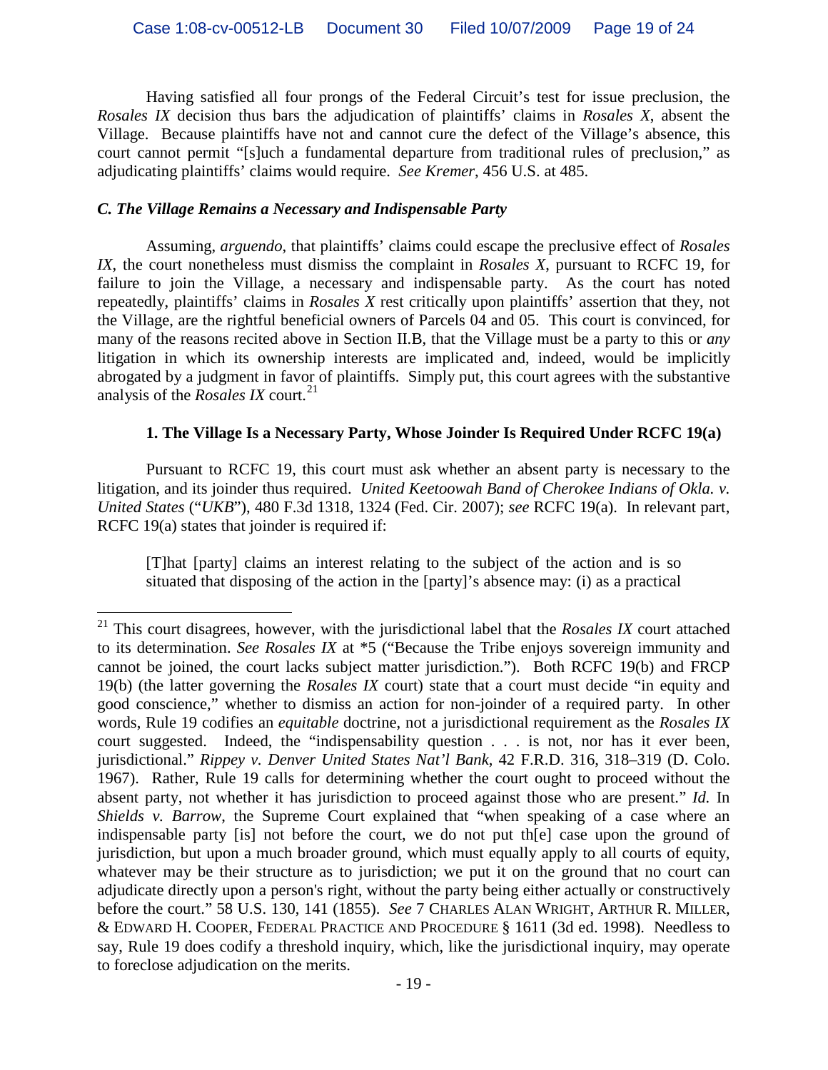Having satisfied all four prongs of the Federal Circuit's test for issue preclusion, the *Rosales IX* decision thus bars the adjudication of plaintiffs' claims in *Rosales X*, absent the Village. Because plaintiffs have not and cannot cure the defect of the Village's absence, this court cannot permit "[s]uch a fundamental departure from traditional rules of preclusion," as adjudicating plaintiffs' claims would require. *See Kremer*, 456 U.S. at 485.

### *C. The Village Remains a Necessary and Indispensable Party*

Assuming, *arguendo*, that plaintiffs' claims could escape the preclusive effect of *Rosales IX*, the court nonetheless must dismiss the complaint in *Rosales X*, pursuant to RCFC 19, for failure to join the Village, a necessary and indispensable party. As the court has noted repeatedly, plaintiffs' claims in *Rosales X* rest critically upon plaintiffs' assertion that they, not the Village, are the rightful beneficial owners of Parcels 04 and 05. This court is convinced, for many of the reasons recited above in Section II.B, that the Village must be a party to this or *any* litigation in which its ownership interests are implicated and, indeed, would be implicitly abrogated by a judgment in favor of plaintiffs. Simply put, this court agrees with the substantive analysis of the *Rosales IX* court.[21]

#### **1. The Village Is a Necessary Party, Whose Joinder Is Required Under RCFC 19(a)**

Pursuant to RCFC 19, this court must ask whether an absent party is necessary to the litigation, and its joinder thus required. *United Keetoowah Band of Cherokee Indians of Okla. v. United States* ("*UKB*"), 480 F.3d 1318, 1324 (Fed. Cir. 2007); *see* RCFC 19(a). In relevant part, RCFC 19(a) states that joinder is required if:

> [T]hat [party] claims an interest relating to the subject of the action and is so situated that disposing of the action in the [party]'s absence may: (i) as a practical

---

[21] This court disagrees, however, with the jurisdictional label that the *Rosales IX* court attached to its determination. *See Rosales IX* at *5 ("Because the Tribe enjoys sovereign immunity and cannot be joined, the court lacks subject matter jurisdiction."). Both RCFC 19(b) and FRCP 19(b) (the latter governing the *Rosales IX* court) state that a court must decide "in equity and good conscience," whether to dismiss an action for non-joinder of a required party. In other words, Rule 19 codifies an *equitable* doctrine, not a jurisdictional requirement as the *Rosales IX* court suggested. Indeed, the "indispensability question . . . is not, nor has it ever been, jurisdictional." *Rippey v. Denver United States Nat'l Bank*, 42 F.R.D. 316, 318–319 (D. Colo. 1967). Rather, Rule 19 calls for determining whether the court ought to proceed without the absent party, not whether it has jurisdiction to proceed against those who are present." *Id.* In *Shields v. Barrow*, the Supreme Court explained that "when speaking of a case where an indispensable party [is] not before the court, we do not put th[e] case upon the ground of jurisdiction, but upon a much broader ground, which must equally apply to all courts of equity, whatever may be their structure as to jurisdiction; we put it on the ground that no court can adjudicate directly upon a person's right, without the party being either actually or constructively before the court." 58 U.S. 130, 141 (1855). *See* 7 Charles Alan Wright, Arthur R. Miller, & Edward H. Cooper, Federal Practice and Procedure § 1611 (3d ed. 1998). Needless to say, Rule 19 does codify a threshold inquiry, which, like the jurisdictional inquiry, may operate to foreclose adjudication on the merits.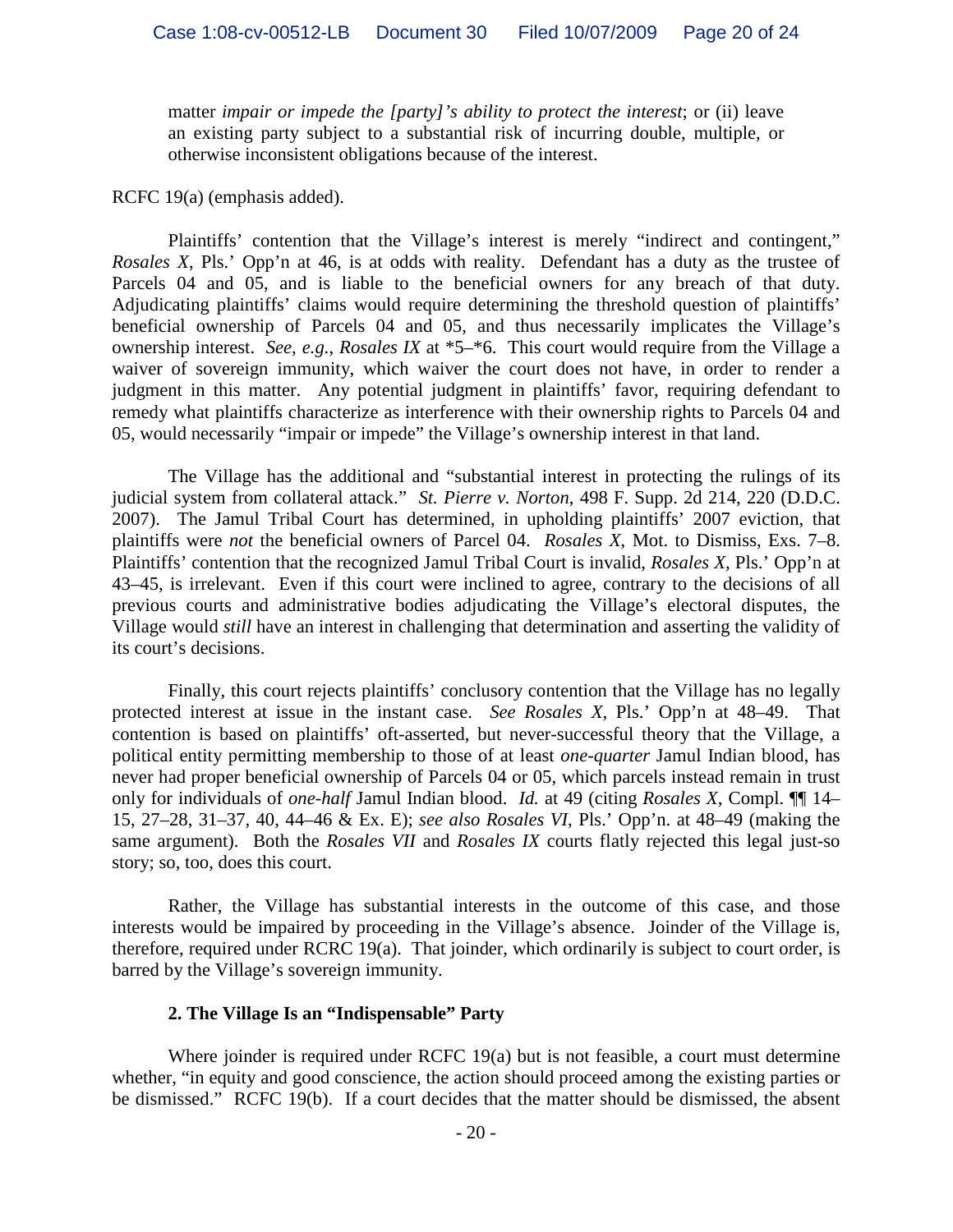> matter *impair or impede the [party]'s ability to protect the interest*; or (ii) leave an existing party subject to a substantial risk of incurring double, multiple, or otherwise inconsistent obligations because of the interest.

RCFC 19(a) (emphasis added).

Plaintiffs' contention that the Village's interest is merely "indirect and contingent," *Rosales X*, Pls.' Opp'n at 46, is at odds with reality. Defendant has a duty as the trustee of Parcels 04 and 05, and is liable to the beneficial owners for any breach of that duty. Adjudicating plaintiffs' claims would require determining the threshold question of plaintiffs' beneficial ownership of Parcels 04 and 05, and thus necessarily implicates the Village's ownership interest. *See, e.g.*, *Rosales IX* at *5–*6. This court would require from the Village a waiver of sovereign immunity, which waiver the court does not have, in order to render a judgment in this matter. Any potential judgment in plaintiffs' favor, requiring defendant to remedy what plaintiffs characterize as interference with their ownership rights to Parcels 04 and 05, would necessarily "impair or impede" the Village's ownership interest in that land.

The Village has the additional and "substantial interest in protecting the rulings of its judicial system from collateral attack." *St. Pierre v. Norton*, 498 F. Supp. 2d 214, 220 (D.D.C. 2007). The Jamul Tribal Court has determined, in upholding plaintiffs' 2007 eviction, that plaintiffs were *not* the beneficial owners of Parcel 04. *Rosales X*, Mot. to Dismiss, Exs. 7–8. Plaintiffs' contention that the recognized Jamul Tribal Court is invalid, *Rosales X*, Pls.' Opp'n at 43–45, is irrelevant. Even if this court were inclined to agree, contrary to the decisions of all previous courts and administrative bodies adjudicating the Village's electoral disputes, the Village would *still* have an interest in challenging that determination and asserting the validity of its court's decisions.

Finally, this court rejects plaintiffs' conclusory contention that the Village has no legally protected interest at issue in the instant case. *See Rosales X*, Pls.' Opp'n at 48–49. That contention is based on plaintiffs' oft-asserted, but never-successful theory that the Village, a political entity permitting membership to those of at least *one-quarter* Jamul Indian blood, has never had proper beneficial ownership of Parcels 04 or 05, which parcels instead remain in trust only for individuals of *one-half* Jamul Indian blood. *Id.* at 49 (citing *Rosales X*, Compl. ¶¶ 14–15, 27–28, 31–37, 40, 44–46 & Ex. E); *see also Rosales VI*, Pls.' Opp'n. at 48–49 (making the same argument). Both the *Rosales VII* and *Rosales IX* courts flatly rejected this legal just-so story; so, too, does this court.

Rather, the Village has substantial interests in the outcome of this case, and those interests would be impaired by proceeding in the Village's absence. Joinder of the Village is, therefore, required under RCRC 19(a). That joinder, which ordinarily is subject to court order, is barred by the Village's sovereign immunity.

### 2. The Village Is an "Indispensable" Party

Where joinder is required under RCFC 19(a) but is not feasible, a court must determine whether, "in equity and good conscience, the action should proceed among the existing parties or be dismissed." RCFC 19(b). If a court decides that the matter should be dismissed, the absent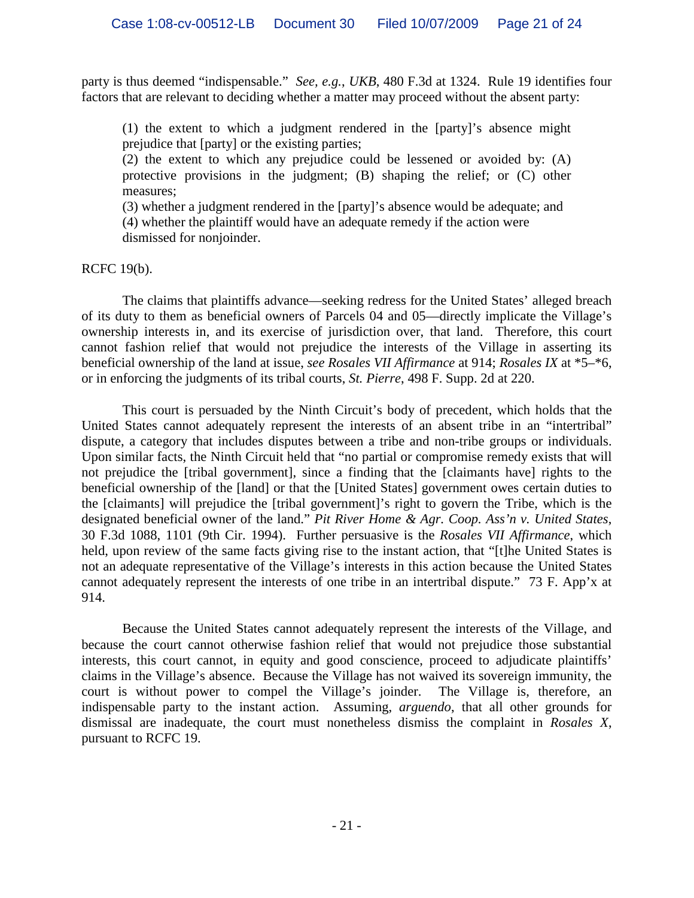party is thus deemed "indispensable." *See, e.g.*, *UKB*, 480 F.3d at 1324. Rule 19 identifies four factors that are relevant to deciding whether a matter may proceed without the absent party:

> (1) the extent to which a judgment rendered in the [party]'s absence might prejudice that [party] or the existing parties;
> (2) the extent to which any prejudice could be lessened or avoided by: (A) protective provisions in the judgment; (B) shaping the relief; or (C) other measures;
> (3) whether a judgment rendered in the [party]'s absence would be adequate; and
> (4) whether the plaintiff would have an adequate remedy if the action were dismissed for nonjoinder.

RCFC 19(b).

The claims that plaintiffs advance—seeking redress for the United States' alleged breach of its duty to them as beneficial owners of Parcels 04 and 05—directly implicate the Village's ownership interests in, and its exercise of jurisdiction over, that land. Therefore, this court cannot fashion relief that would not prejudice the interests of the Village in asserting its beneficial ownership of the land at issue, *see Rosales VII Affirmance* at 914; *Rosales IX* at *5–*6, or in enforcing the judgments of its tribal courts, *St. Pierre*, 498 F. Supp. 2d at 220.

This court is persuaded by the Ninth Circuit's body of precedent, which holds that the United States cannot adequately represent the interests of an absent tribe in an "intertribal" dispute, a category that includes disputes between a tribe and non-tribe groups or individuals. Upon similar facts, the Ninth Circuit held that "no partial or compromise remedy exists that will not prejudice the [tribal government], since a finding that the [claimants have] rights to the beneficial ownership of the [land] or that the [United States] government owes certain duties to the [claimants] will prejudice the [tribal government]'s right to govern the Tribe, which is the designated beneficial owner of the land." *Pit River Home & Agr. Coop. Ass'n v. United States*, 30 F.3d 1088, 1101 (9th Cir. 1994). Further persuasive is the *Rosales VII Affirmance*, which held, upon review of the same facts giving rise to the instant action, that "[t]he United States is not an adequate representative of the Village's interests in this action because the United States cannot adequately represent the interests of one tribe in an intertribal dispute." 73 F. App'x at 914.

Because the United States cannot adequately represent the interests of the Village, and because the court cannot otherwise fashion relief that would not prejudice those substantial interests, this court cannot, in equity and good conscience, proceed to adjudicate plaintiffs' claims in the Village's absence. Because the Village has not waived its sovereign immunity, the court is without power to compel the Village's joinder. The Village is, therefore, an indispensable party to the instant action. Assuming, *arguendo*, that all other grounds for dismissal are inadequate, the court must nonetheless dismiss the complaint in *Rosales X*, pursuant to RCFC 19.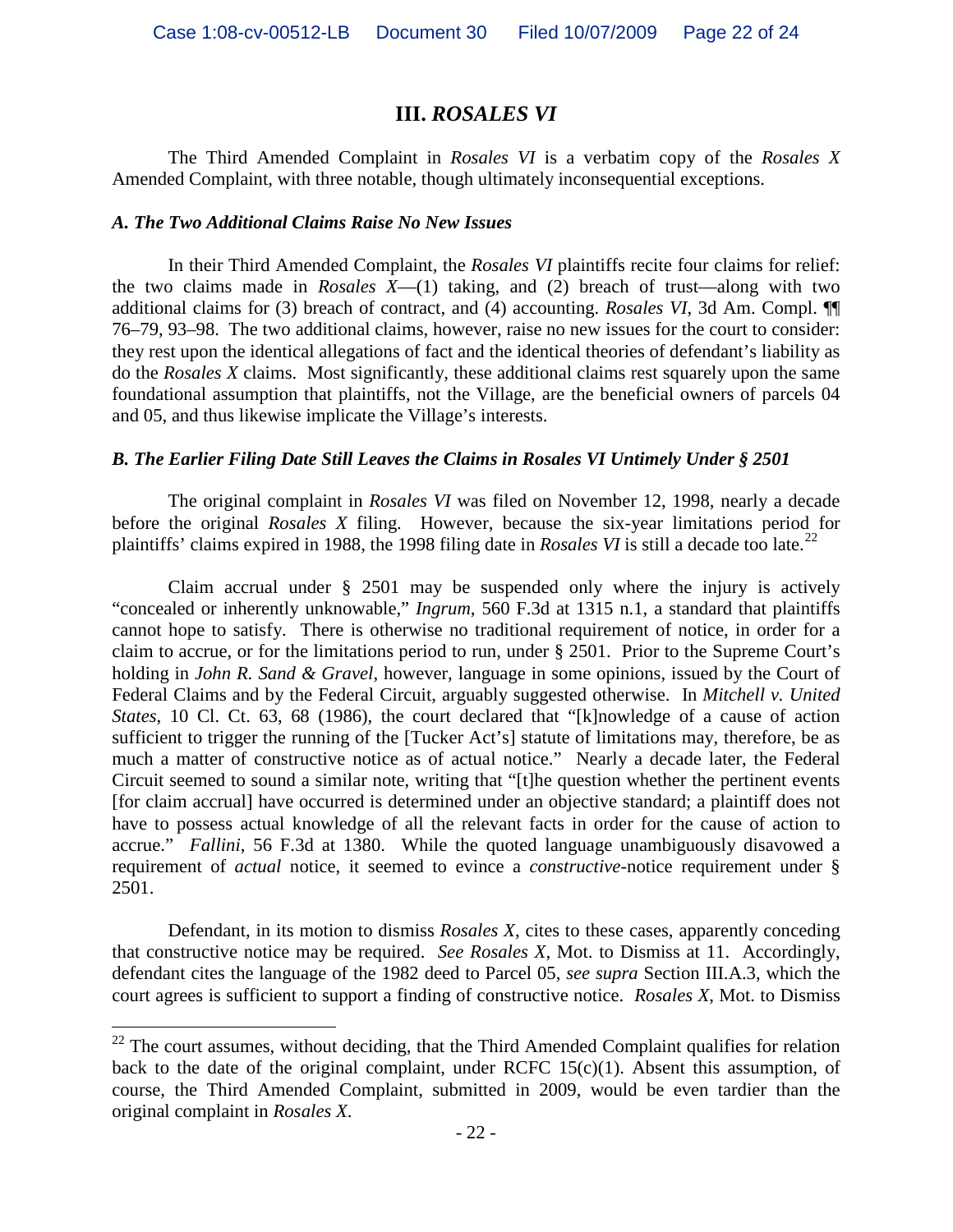## III. *ROSALES VI*

The Third Amended Complaint in *Rosales VI* is a verbatim copy of the *Rosales X* Amended Complaint, with three notable, though ultimately inconsequential exceptions.

### *A. The Two Additional Claims Raise No New Issues*

In their Third Amended Complaint, the *Rosales VI* plaintiffs recite four claims for relief: the two claims made in *Rosales X*—(1) taking, and (2) breach of trust—along with two additional claims for (3) breach of contract, and (4) accounting. *Rosales VI*, 3d Am. Compl. ¶¶ 76–79, 93–98. The two additional claims, however, raise no new issues for the court to consider: they rest upon the identical allegations of fact and the identical theories of defendant's liability as do the *Rosales X* claims. Most significantly, these additional claims rest squarely upon the same foundational assumption that plaintiffs, not the Village, are the beneficial owners of parcels 04 and 05, and thus likewise implicate the Village's interests.

### *B. The Earlier Filing Date Still Leaves the Claims in Rosales VI Untimely Under § 2501*

The original complaint in *Rosales VI* was filed on November 12, 1998, nearly a decade before the original *Rosales X* filing. However, because the six-year limitations period for plaintiffs' claims expired in 1988, the 1998 filing date in *Rosales VI* is still a decade too late.[22]

Claim accrual under § 2501 may be suspended only where the injury is actively "concealed or inherently unknowable," *Ingrum*, 560 F.3d at 1315 n.1, a standard that plaintiffs cannot hope to satisfy. There is otherwise no traditional requirement of notice, in order for a claim to accrue, or for the limitations period to run, under § 2501. Prior to the Supreme Court's holding in *John R. Sand & Gravel*, however, language in some opinions, issued by the Court of Federal Claims and by the Federal Circuit, arguably suggested otherwise. In *Mitchell v. United States*, 10 Cl. Ct. 63, 68 (1986), the court declared that "[k]nowledge of a cause of action sufficient to trigger the running of the [Tucker Act's] statute of limitations may, therefore, be as much a matter of constructive notice as of actual notice." Nearly a decade later, the Federal Circuit seemed to sound a similar note, writing that "[t]he question whether the pertinent events [for claim accrual] have occurred is determined under an objective standard; a plaintiff does not have to possess actual knowledge of all the relevant facts in order for the cause of action to accrue." *Fallini*, 56 F.3d at 1380. While the quoted language unambiguously disavowed a requirement of *actual* notice, it seemed to evince a *constructive*-notice requirement under § 2501.

Defendant, in its motion to dismiss *Rosales X*, cites to these cases, apparently conceding that constructive notice may be required. *See Rosales X*, Mot. to Dismiss at 11. Accordingly, defendant cites the language of the 1982 deed to Parcel 05, *see supra* Section III.A.3, which the court agrees is sufficient to support a finding of constructive notice. *Rosales X*, Mot. to Dismiss

---

[22] The court assumes, without deciding, that the Third Amended Complaint qualifies for relation back to the date of the original complaint, under RCFC 15(c)(1). Absent this assumption, of course, the Third Amended Complaint, submitted in 2009, would be even tardier than the original complaint in *Rosales X*.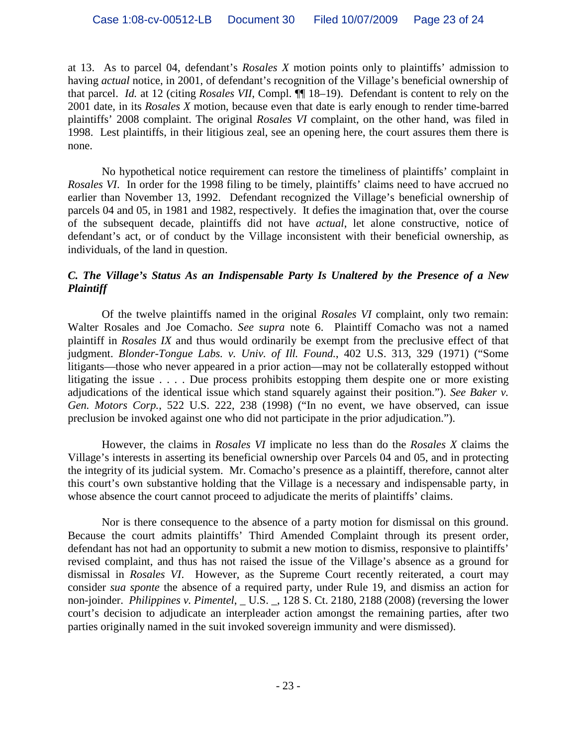at 13. As to parcel 04, defendant's *Rosales X* motion points only to plaintiffs' admission to having *actual* notice, in 2001, of defendant's recognition of the Village's beneficial ownership of that parcel. *Id.* at 12 (citing *Rosales VII*, Compl. ¶¶ 18–19). Defendant is content to rely on the 2001 date, in its *Rosales X* motion, because even that date is early enough to render time-barred plaintiffs' 2008 complaint. The original *Rosales VI* complaint, on the other hand, was filed in 1998. Lest plaintiffs, in their litigious zeal, see an opening here, the court assures them there is none.

No hypothetical notice requirement can restore the timeliness of plaintiffs' complaint in *Rosales VI*. In order for the 1998 filing to be timely, plaintiffs' claims need to have accrued no earlier than November 13, 1992. Defendant recognized the Village's beneficial ownership of parcels 04 and 05, in 1981 and 1982, respectively. It defies the imagination that, over the course of the subsequent decade, plaintiffs did not have *actual*, let alone constructive, notice of defendant's act, or of conduct by the Village inconsistent with their beneficial ownership, as individuals, of the land in question.

### *C. The Village's Status As an Indispensable Party Is Unaltered by the Presence of a New Plaintiff*

Of the twelve plaintiffs named in the original *Rosales VI* complaint, only two remain: Walter Rosales and Joe Comacho. *See supra* note 6. Plaintiff Comacho was not a named plaintiff in *Rosales IX* and thus would ordinarily be exempt from the preclusive effect of that judgment. *Blonder-Tongue Labs. v. Univ. of Ill. Found.*, 402 U.S. 313, 329 (1971) ("Some litigants—those who never appeared in a prior action—may not be collaterally estopped without litigating the issue . . . . Due process prohibits estopping them despite one or more existing adjudications of the identical issue which stand squarely against their position."). *See Baker v. Gen. Motors Corp.*, 522 U.S. 222, 238 (1998) ("In no event, we have observed, can issue preclusion be invoked against one who did not participate in the prior adjudication.").

However, the claims in *Rosales VI* implicate no less than do the *Rosales X* claims the Village's interests in asserting its beneficial ownership over Parcels 04 and 05, and in protecting the integrity of its judicial system. Mr. Comacho's presence as a plaintiff, therefore, cannot alter this court's own substantive holding that the Village is a necessary and indispensable party, in whose absence the court cannot proceed to adjudicate the merits of plaintiffs' claims.

Nor is there consequence to the absence of a party motion for dismissal on this ground. Because the court admits plaintiffs' Third Amended Complaint through its present order, defendant has not had an opportunity to submit a new motion to dismiss, responsive to plaintiffs' revised complaint, and thus has not raised the issue of the Village's absence as a ground for dismissal in *Rosales VI*. However, as the Supreme Court recently reiterated, a court may consider *sua sponte* the absence of a required party, under Rule 19, and dismiss an action for non-joinder. *Philippines v. Pimentel*, _ U.S. _, 128 S. Ct. 2180, 2188 (2008) (reversing the lower court's decision to adjudicate an interpleader action amongst the remaining parties, after two parties originally named in the suit invoked sovereign immunity and were dismissed).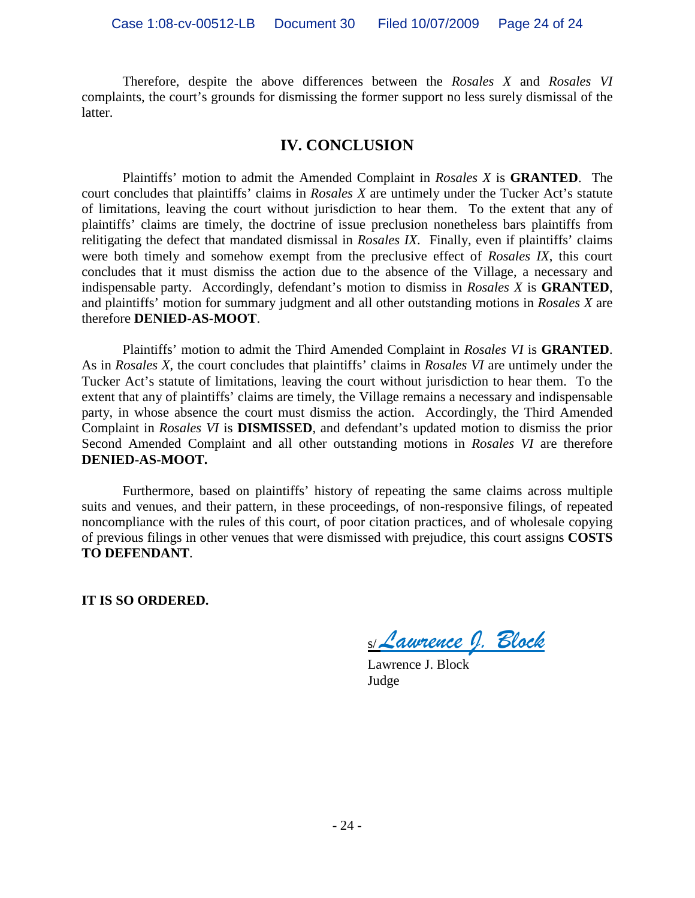Therefore, despite the above differences between the *Rosales X* and *Rosales VI* complaints, the court's grounds for dismissing the former support no less surely dismissal of the latter.

## IV. CONCLUSION

Plaintiffs' motion to admit the Amended Complaint in *Rosales X* is **GRANTED**. The court concludes that plaintiffs' claims in *Rosales X* are untimely under the Tucker Act's statute of limitations, leaving the court without jurisdiction to hear them. To the extent that any of plaintiffs' claims are timely, the doctrine of issue preclusion nonetheless bars plaintiffs from relitigating the defect that mandated dismissal in *Rosales IX*. Finally, even if plaintiffs' claims were both timely and somehow exempt from the preclusive effect of *Rosales IX*, this court concludes that it must dismiss the action due to the absence of the Village, a necessary and indispensable party. Accordingly, defendant's motion to dismiss in *Rosales X* is **GRANTED**, and plaintiffs' motion for summary judgment and all other outstanding motions in *Rosales X* are therefore **DENIED-AS-MOOT**.

Plaintiffs' motion to admit the Third Amended Complaint in *Rosales VI* is **GRANTED**. As in *Rosales X*, the court concludes that plaintiffs' claims in *Rosales VI* are untimely under the Tucker Act's statute of limitations, leaving the court without jurisdiction to hear them. To the extent that any of plaintiffs' claims are timely, the Village remains a necessary and indispensable party, in whose absence the court must dismiss the action. Accordingly, the Third Amended Complaint in *Rosales VI* is **DISMISSED**, and defendant's updated motion to dismiss the prior Second Amended Complaint and all other outstanding motions in *Rosales VI* are therefore **DENIED-AS-MOOT.**

Furthermore, based on plaintiffs' history of repeating the same claims across multiple suits and venues, and their pattern, in these proceedings, of non-responsive filings, of repeated noncompliance with the rules of this court, of poor citation practices, and of wholesale copying of previous filings in other venues that were dismissed with prejudice, this court assigns **COSTS TO DEFENDANT**.

**IT IS SO ORDERED.**

s/ *Lawrence J. Block*

Lawrence J. Block
Judge